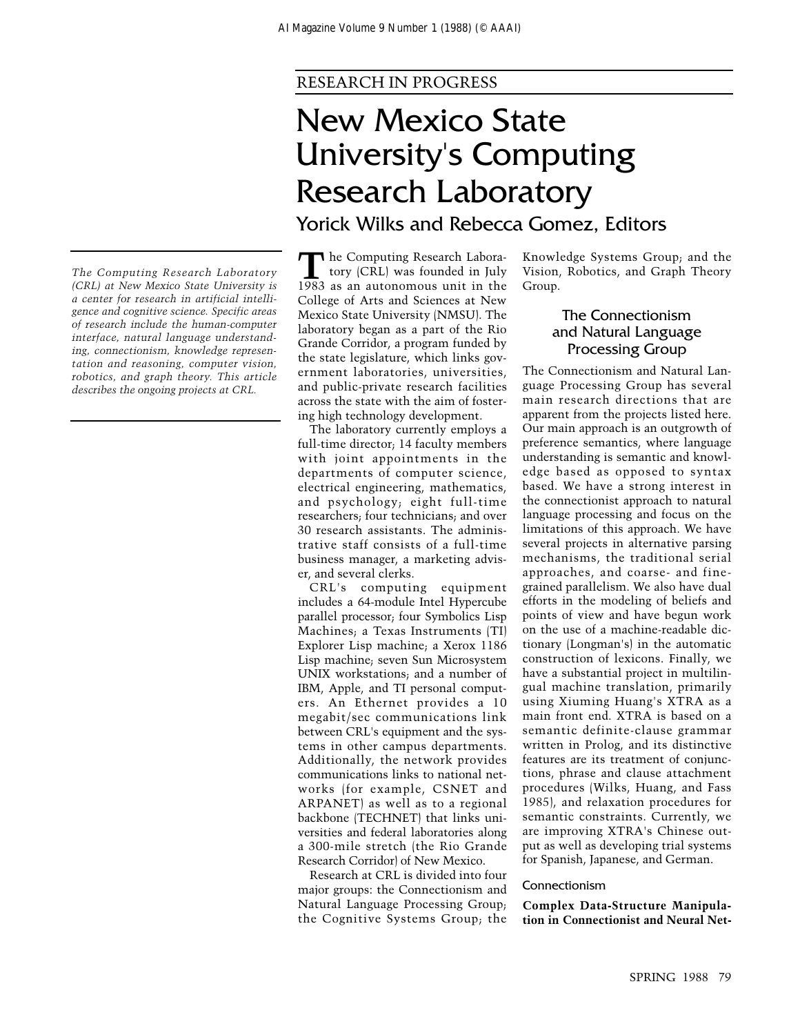RESEARCH IN PROGRESS

# New Mexico State University's Computing Research Laboratory

## Yorick Wilks and Rebecca Gomez, Editors

*The Computing Research Laboratory (CRL) at New Mexico State University is a center for research in artificial intelligence and cognitive science. Specific areas of research include the human-computer interface, natural language understanding, connectionism, knowledge representation and reasoning, computer vision, robotics, and graph theory. This article describes the ongoing projects at CRL.*

The Computing Research Laboratory (CRL) was founded in July 1983 as an autonomous unit in the College of Arts and Sciences at New Mexico State University (NMSU). The laboratory began as a part of the Rio Grande Corridor, a program funded by the state legislature, which links government laboratories, universities, and public-private research facilities across the state with the aim of fostering high technology development.

The laboratory currently employs a full-time director; 14 faculty members with joint appointments in the departments of computer science, electrical engineering, mathematics, and psychology; eight full-time researchers; four technicians; and over 30 research assistants. The administrative staff consists of a full-time business manager, a marketing adviser, and several clerks.

CRL's computing equipment includes a 64-module Intel Hypercube parallel processor; four Symbolics Lisp Machines; a Texas Instruments (TI) Explorer Lisp machine; a Xerox 1186 Lisp machine; seven Sun Microsystem UNIX workstations; and a number of IBM, Apple, and TI personal computers. An Ethernet provides a 10 megabit/sec communications link between CRL's equipment and the systems in other campus departments. Additionally, the network provides communications links to national networks (for example, CSNET and ARPANET) as well as to a regional backbone (TECHNET) that links universities and federal laboratories along a 300-mile stretch (the Rio Grande Research Corridor) of New Mexico.

Research at CRL is divided into four major groups: the Connectionism and Natural Language Processing Group; the Cognitive Systems Group; the Knowledge Systems Group; and the Vision, Robotics, and Graph Theory Group.

## The Connectionism and Natural Language Processing Group

The Connectionism and Natural Language Processing Group has several main research directions that are apparent from the projects listed here. Our main approach is an outgrowth of preference semantics, where language understanding is semantic and knowledge based as opposed to syntax based. We have a strong interest in the connectionist approach to natural language processing and focus on the limitations of this approach. We have several projects in alternative parsing mechanisms, the traditional serial approaches, and coarse- and fine-grained parallelism. We also have dual efforts in the modeling of beliefs and points of view and have begun work on the use of a machine-readable dictionary (Longman's) in the automatic construction of lexicons. Finally, we have a substantial project in multilingual machine translation, primarily using Xiuming Huang's XTRA as a main front end. XTRA is based on a semantic definite-clause grammar written in Prolog, and its distinctive features are its treatment of conjunctions, phrase and clause attachment procedures (Wilks, Huang, and Fass 1985), and relaxation procedures for semantic constraints. Currently, we are improving XTRA's Chinese output as well as developing trial systems for Spanish, Japanese, and German.

### Connectionism

**Complex Data-Structure Manipulation in Connectionist and Neural Net-**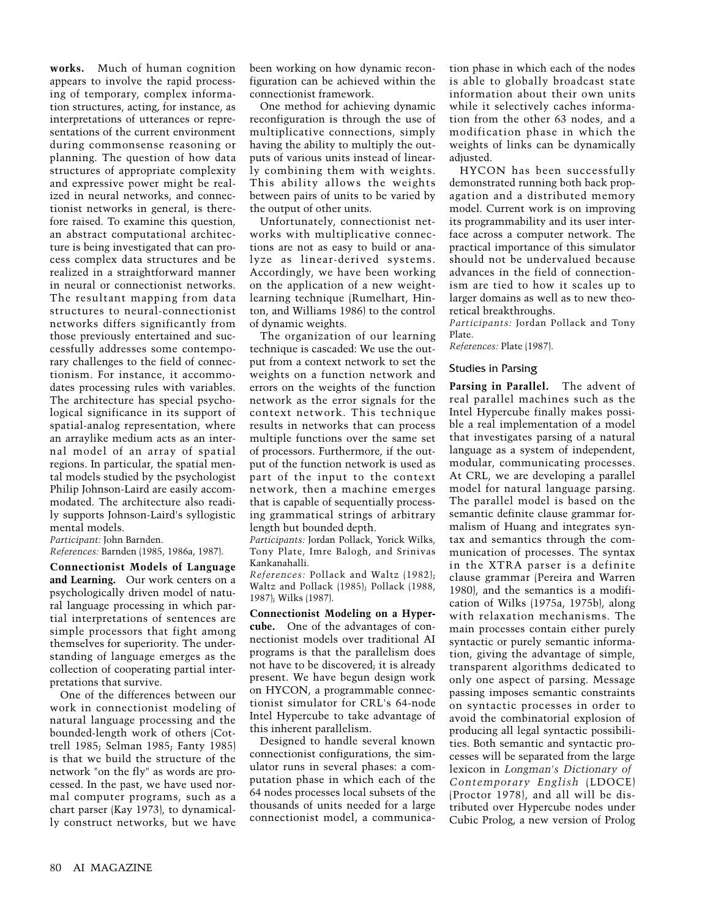**works.** Much of human cognition appears to involve the rapid processing of temporary, complex information structures, acting, for instance, as interpretations of utterances or representations of the current environment during commonsense reasoning or planning. The question of how data structures of appropriate complexity and expressive power might be realized in neural networks, and connectionist networks in general, is therefore raised. To examine this question, an abstract computational architecture is being investigated that can process complex data structures and be realized in a straightforward manner in neural or connectionist networks. The resultant mapping from data structures to neural-connectionist networks differs significantly from those previously entertained and successfully addresses some contemporary challenges to the field of connectionism. For instance, it accommodates processing rules with variables. The architecture has special psychological significance in its support of spatial-analog representation, where an arraylike medium acts as an internal model of an array of spatial regions. In particular, the spatial mental models studied by the psychologist Philip Johnson-Laird are easily accommodated. The architecture also readily supports Johnson-Laird's syllogistic mental models.

*Participant:* John Barnden.

*References:* Barnden (1985, 1986a, 1987).

**Connectionist Models of Language and Learning.** Our work centers on a psychologically driven model of natural language processing in which partial interpretations of sentences are simple processors that fight among themselves for superiority. The understanding of language emerges as the collection of cooperating partial interpretations that survive.

One of the differences between our work in connectionist modeling of natural language processing and the bounded-length work of others (Cottrell 1985; Selman 1985; Fanty 1985) is that we build the structure of the network "on the fly" as words are processed. In the past, we have used normal computer programs, such as a chart parser (Kay 1973), to dynamically construct networks, but we have been working on how dynamic reconfiguration can be achieved within the connectionist framework.

One method for achieving dynamic reconfiguration is through the use of multiplicative connections, simply having the ability to multiply the outputs of various units instead of linearly combining them with weights. This ability allows the weights between pairs of units to be varied by the output of other units.

Unfortunately, connectionist networks with multiplicative connections are not as easy to build or analyze as linear-derived systems. Accordingly, we have been working on the application of a new weight-learning technique (Rumelhart, Hinton, and Williams 1986) to the control of dynamic weights.

The organization of our learning technique is cascaded: We use the output from a context network to set the weights on a function network and errors on the weights of the function network as the error signals for the context network. This technique results in networks that can process multiple functions over the same set of processors. Furthermore, if the output of the function network is used as part of the input to the context network, then a machine emerges that is capable of sequentially processing grammatical strings of arbitrary length but bounded depth.

*Participants:* Jordan Pollack, Yorick Wilks, Tony Plate, Imre Balogh, and Srinivas Kankanahalli.

*References:* Pollack and Waltz (1982); Waltz and Pollack (1985); Pollack (1988, 1987); Wilks (1987).

**Connectionist Modeling on a Hypercube.** One of the advantages of connectionist models over traditional AI programs is that the parallelism does not have to be discovered; it is already present. We have begun design work on HYCON, a programmable connectionist simulator for CRL's 64-node Intel Hypercube to take advantage of this inherent parallelism.

Designed to handle several known connectionist configurations, the simulator runs in several phases: a computation phase in which each of the 64 nodes processes local subsets of the thousands of units needed for a large connectionist model, a communication phase in which each of the nodes is able to globally broadcast state information about their own units while it selectively caches information from the other 63 nodes, and a modification phase in which the weights of links can be dynamically adjusted.

HYCON has been successfully demonstrated running both back propagation and a distributed memory model. Current work is on improving its programmability and its user interface across a computer network. The practical importance of this simulator should not be undervalued because advances in the field of connectionism are tied to how it scales up to larger domains as well as to new theoretical breakthroughs.

*Participants:* Jordan Pollack and Tony Plate.

*References:* Plate (1987).

### Studies in Parsing

**Parsing in Parallel.** The advent of real parallel machines such as the Intel Hypercube finally makes possible a real implementation of a model that investigates parsing of a natural language as a system of independent, modular, communicating processes. At CRL, we are developing a parallel model for natural language parsing. The parallel model is based on the semantic definite clause grammar formalism of Huang and integrates syntax and semantics through the communication of processes. The syntax in the XTRA parser is a definite clause grammar (Pereira and Warren 1980), and the semantics is a modification of Wilks (1975a, 1975b), along with relaxation mechanisms. The main processes contain either purely syntactic or purely semantic information, giving the advantage of simple, transparent algorithms dedicated to only one aspect of parsing. Message passing imposes semantic constraints on syntactic processes in order to avoid the combinatorial explosion of producing all legal syntactic possibilities. Both semantic and syntactic processes will be separated from the large lexicon in *Longman's Dictionary of Contemporary English* (LDOCE) (Proctor 1978), and all will be distributed over Hypercube nodes under Cubic Prolog, a new version of Prolog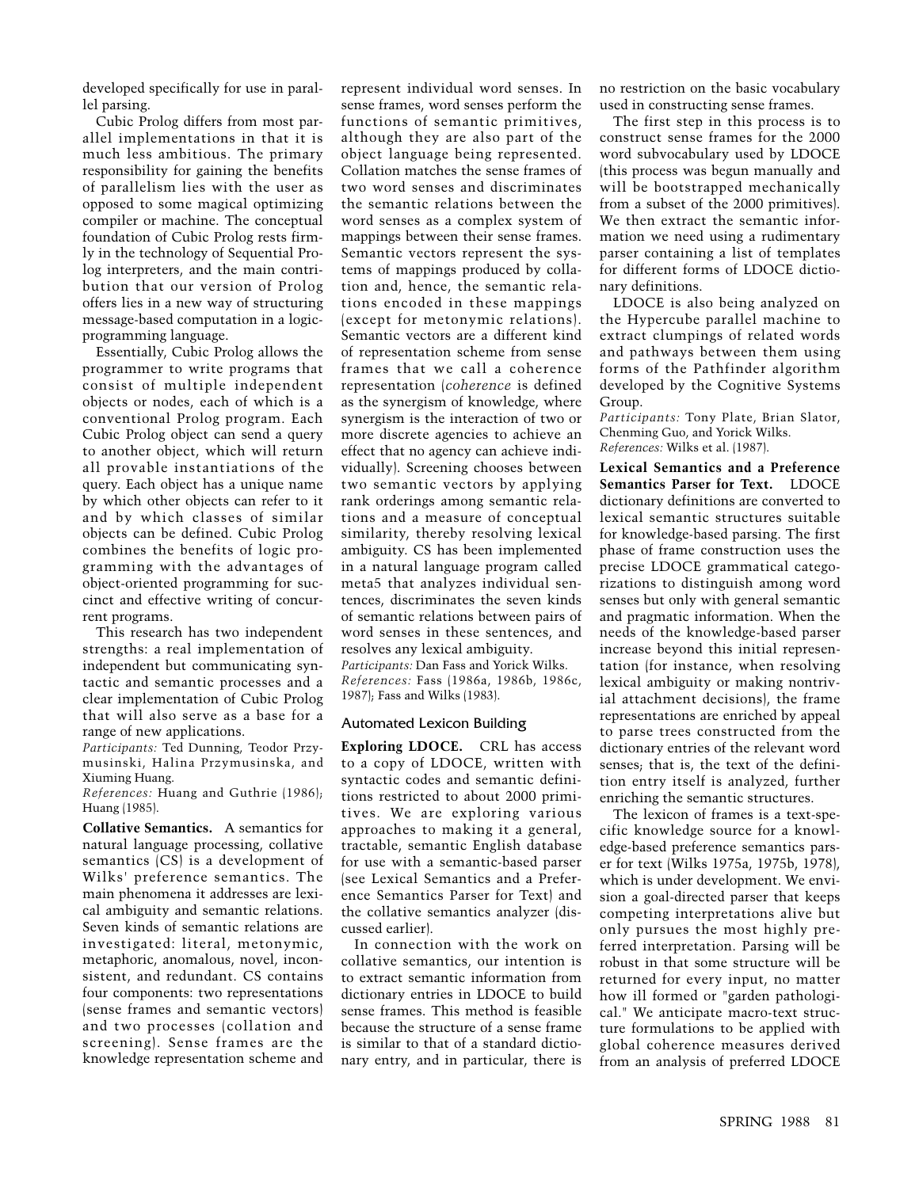developed specifically for use in parallel parsing.

Cubic Prolog differs from most parallel implementations in that it is much less ambitious. The primary responsibility for gaining the benefits of parallelism lies with the user as opposed to some magical optimizing compiler or machine. The conceptual foundation of Cubic Prolog rests firmly in the technology of Sequential Prolog interpreters, and the main contribution that our version of Prolog offers lies in a new way of structuring message-based computation in a logic-programming language.

Essentially, Cubic Prolog allows the programmer to write programs that consist of multiple independent objects or nodes, each of which is a conventional Prolog program. Each Cubic Prolog object can send a query to another object, which will return all provable instantiations of the query. Each object has a unique name by which other objects can refer to it and by which classes of similar objects can be defined. Cubic Prolog combines the benefits of logic programming with the advantages of object-oriented programming for succinct and effective writing of concurrent programs.

This research has two independent strengths: a real implementation of independent but communicating syntactic and semantic processes and a clear implementation of Cubic Prolog that will also serve as a base for a range of new applications.

*Participants:* Ted Dunning, Teodor Przymusinski, Halina Przymusinska, and Xiuming Huang.
*References:* Huang and Guthrie (1986); Huang (1985).

**Collative Semantics.** A semantics for natural language processing, collative semantics (CS) is a development of Wilks' preference semantics. The main phenomena it addresses are lexical ambiguity and semantic relations. Seven kinds of semantic relations are investigated: literal, metonymic, metaphoric, anomalous, novel, inconsistent, and redundant. CS contains four components: two representations (sense frames and semantic vectors) and two processes (collation and screening). Sense frames are the knowledge representation scheme and represent individual word senses. In sense frames, word senses perform the functions of semantic primitives, although they are also part of the object language being represented. Collation matches the sense frames of two word senses and discriminates the semantic relations between the word senses as a complex system of mappings between their sense frames. Semantic vectors represent the systems of mappings produced by collation and, hence, the semantic relations encoded in these mappings (except for metonymic relations). Semantic vectors are a different kind of representation scheme from sense frames that we call a coherence representation (*coherence* is defined as the synergism of knowledge, where synergism is the interaction of two or more discrete agencies to achieve an effect that no agency can achieve individually). Screening chooses between two semantic vectors by applying rank orderings among semantic relations and a measure of conceptual similarity, thereby resolving lexical ambiguity. CS has been implemented in a natural language program called meta5 that analyzes individual sentences, discriminates the seven kinds of semantic relations between pairs of word senses in these sentences, and resolves any lexical ambiguity.

*Participants:* Dan Fass and Yorick Wilks.
*References:* Fass (1986a, 1986b, 1986c, 1987); Fass and Wilks (1983).

### Automated Lexicon Building

**Exploring LDOCE.** CRL has access to a copy of LDOCE, written with syntactic codes and semantic definitions restricted to about 2000 primitives. We are exploring various approaches to making it a general, tractable, semantic English database for use with a semantic-based parser (see Lexical Semantics and a Preference Semantics Parser for Text) and the collative semantics analyzer (discussed earlier).

In connection with the work on collative semantics, our intention is to extract semantic information from dictionary entries in LDOCE to build sense frames. This method is feasible because the structure of a sense frame is similar to that of a standard dictionary entry, and in particular, there is no restriction on the basic vocabulary used in constructing sense frames.

The first step in this process is to construct sense frames for the 2000 word subvocabulary used by LDOCE (this process was begun manually and will be bootstrapped mechanically from a subset of the 2000 primitives). We then extract the semantic information we need using a rudimentary parser containing a list of templates for different forms of LDOCE dictionary definitions.

LDOCE is also being analyzed on the Hypercube parallel machine to extract clumpings of related words and pathways between them using forms of the Pathfinder algorithm developed by the Cognitive Systems Group.

*Participants:* Tony Plate, Brian Slator, Chenming Guo, and Yorick Wilks.
*References:* Wilks et al. (1987).

**Lexical Semantics and a Preference Semantics Parser for Text.** LDOCE dictionary definitions are converted to lexical semantic structures suitable for knowledge-based parsing. The first phase of frame construction uses the precise LDOCE grammatical categorizations to distinguish among word senses but only with general semantic and pragmatic information. When the needs of the knowledge-based parser increase beyond this initial representation (for instance, when resolving lexical ambiguity or making nontrivial attachment decisions), the frame representations are enriched by appeal to parse trees constructed from the dictionary entries of the relevant word senses; that is, the text of the definition entry itself is analyzed, further enriching the semantic structures.

The lexicon of frames is a text-specific knowledge source for a knowledge-based preference semantics parser for text (Wilks 1975a, 1975b, 1978), which is under development. We envision a goal-directed parser that keeps competing interpretations alive but only pursues the most highly preferred interpretation. Parsing will be robust in that some structure will be returned for every input, no matter how ill formed or "garden pathological." We anticipate macro-text structure formulations to be applied with global coherence measures derived from an analysis of preferred LDOCE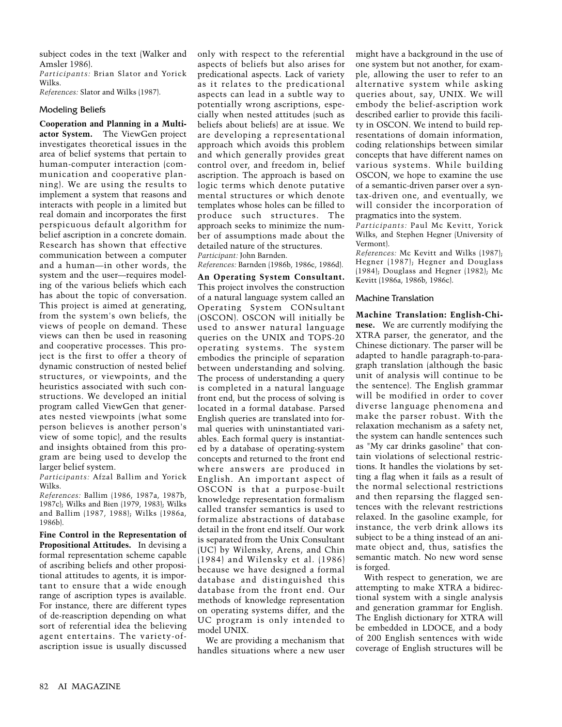subject codes in the text (Walker and Amsler 1986).

*Participants:* Brian Slator and Yorick Wilks.

*References:* Slator and Wilks (1987).

## Modeling Beliefs

**Cooperation and Planning in a Multiactor System.** The ViewGen project investigates theoretical issues in the area of belief systems that pertain to human-computer interaction (communication and cooperative planning). We are using the results to implement a system that reasons and interacts with people in a limited but real domain and incorporates the first perspicuous default algorithm for belief ascription in a concrete domain. Research has shown that effective communication between a computer and a human—in other words, the system and the user—requires modeling of the various beliefs which each has about the topic of conversation. This project is aimed at generating, from the system's own beliefs, the views of people on demand. These views can then be used in reasoning and cooperative processes. This project is the first to offer a theory of dynamic construction of nested belief structures, or viewpoints, and the heuristics associated with such constructions. We developed an initial program called ViewGen that generates nested viewpoints (what some person believes is another person's view of some topic), and the results and insights obtained from this program are being used to develop the larger belief system.

*Participants:* Afzal Ballim and Yorick Wilks.

*References:* Ballim (1986, 1987a, 1987b, 1987c); Wilks and Bien (1979, 1983); Wilks and Ballim (1987, 1988); Wilks (1986a, 1986b).

**Fine Control in the Representation of Propositional Attitudes.** In devising a formal representation scheme capable of ascribing beliefs and other propositional attitudes to agents, it is important to ensure that a wide enough range of ascription types is available. For instance, there are different types of de-reascription depending on what sort of referential idea the believing agent entertains. The variety-of-ascription issue is usually discussed only with respect to the referential aspects of beliefs but also arises for predicational aspects. Lack of variety as it relates to the predicational aspects can lead in a subtle way to potentially wrong ascriptions, especially when nested attitudes (such as beliefs about beliefs) are at issue. We are developing a representational approach which avoids this problem and which generally provides great control over, and freedom in, belief ascription. The approach is based on logic terms which denote putative mental structures or which denote templates whose holes can be filled to produce such structures. The approach seeks to minimize the number of assumptions made about the detailed nature of the structures.

*Participant:* John Barnden.

*References:* Barnden (1986b, 1986c, 1986d).

**An Operating System Consultant.** This project involves the construction of a natural language system called an Operating System CONsultant (OSCON). OSCON will initially be used to answer natural language queries on the UNIX and TOPS-20 operating systems. The system embodies the principle of separation between understanding and solving. The process of understanding a query is completed in a natural language front end, but the process of solving is located in a formal database. Parsed English queries are translated into formal queries with uninstantiated variables. Each formal query is instantiated by a database of operating-system concepts and returned to the front end where answers are produced in English. An important aspect of OSCON is that a purpose-built knowledge representation formalism called transfer semantics is used to formalize abstractions of database detail in the front end itself. Our work is separated from the Unix Consultant (UC) by Wilensky, Arens, and Chin (1984) and Wilensky et al. (1986) because we have designed a formal database and distinguished this database from the front end. Our methods of knowledge representation on operating systems differ, and the UC program is only intended to model UNIX.

We are providing a mechanism that handles situations where a new user might have a background in the use of one system but not another, for example, allowing the user to refer to an alternative system while asking queries about, say, UNIX. We will embody the belief-ascription work described earlier to provide this facility in OSCON. We intend to build representations of domain information, coding relationships between similar concepts that have different names on various systems. While building OSCON, we hope to examine the use of a semantic-driven parser over a syntax-driven one, and eventually, we will consider the incorporation of pragmatics into the system.

*Participants:* Paul Mc Kevitt, Yorick Wilks, and Stephen Hegner (University of Vermont).

*References:* Mc Kevitt and Wilks (1987); Hegner (1987); Hegner and Douglass (1984); Douglass and Hegner (1982); Mc Kevitt (1986a, 1986b, 1986c).

## Machine Translation

**Machine Translation: English-Chinese.** We are currently modifying the XTRA parser, the generator, and the Chinese dictionary. The parser will be adapted to handle paragraph-to-paragraph translation (although the basic unit of analysis will continue to be the sentence). The English grammar will be modified in order to cover diverse language phenomena and make the parser robust. With the relaxation mechanism as a safety net, the system can handle sentences such as "My car drinks gasoline" that contain violations of selectional restrictions. It handles the violations by setting a flag when it fails as a result of the normal selectional restrictions and then reparsing the flagged sentences with the relevant restrictions relaxed. In the gasoline example, for instance, the verb drink allows its subject to be a thing instead of an animate object and, thus, satisfies the semantic match. No new word sense is forged.

With respect to generation, we are attempting to make XTRA a bidirectional system with a single analysis and generation grammar for English. The English dictionary for XTRA will be embedded in LDOCE, and a body of 200 English sentences with wide coverage of English structures will be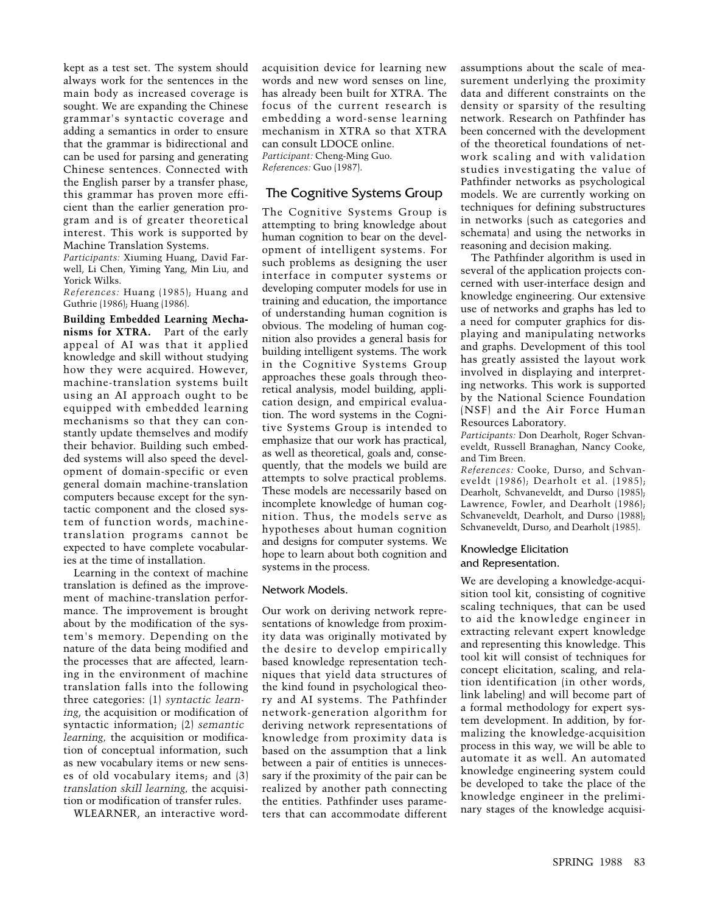kept as a test set. The system should always work for the sentences in the main body as increased coverage is sought. We are expanding the Chinese grammar's syntactic coverage and adding a semantics in order to ensure that the grammar is bidirectional and can be used for parsing and generating Chinese sentences. Connected with the English parser by a transfer phase, this grammar has proven more efficient than the earlier generation program and is of greater theoretical interest. This work is supported by Machine Translation Systems.

*Participants:* Xiuming Huang, David Farwell, Li Chen, Yiming Yang, Min Liu, and Yorick Wilks.

*References:* Huang (1985); Huang and Guthrie (1986); Huang (1986).

**Building Embedded Learning Mechanisms for XTRA.** Part of the early appeal of AI was that it applied knowledge and skill without studying how they were acquired. However, machine-translation systems built using an AI approach ought to be equipped with embedded learning mechanisms so that they can constantly update themselves and modify their behavior. Building such embedded systems will also speed the development of domain-specific or even general domain machine-translation computers because except for the syntactic component and the closed system of function words, machine-translation programs cannot be expected to have complete vocabularies at the time of installation.

Learning in the context of machine translation is defined as the improvement of machine-translation performance. The improvement is brought about by the modification of the system's memory. Depending on the nature of the data being modified and the processes that are affected, learning in the environment of machine translation falls into the following three categories: (1) *syntactic learning*, the acquisition or modification of syntactic information; (2) *semantic learning,* the acquisition or modification of conceptual information, such as new vocabulary items or new senses of old vocabulary items; and (3) *translation skill learning,* the acquisition or modification of transfer rules.

WLEARNER, an interactive word-acquisition device for learning new words and new word senses on line, has already been built for XTRA. The focus of the current research is embedding a word-sense learning mechanism in XTRA so that XTRA can consult LDOCE online.

*Participant:* Cheng-Ming Guo.

*References:* Guo (1987).

## The Cognitive Systems Group

The Cognitive Systems Group is attempting to bring knowledge about human cognition to bear on the development of intelligent systems. For such problems as designing the user interface in computer systems or developing computer models for use in training and education, the importance of understanding human cognition is obvious. The modeling of human cognition also provides a general basis for building intelligent systems. The work in the Cognitive Systems Group approaches these goals through theoretical analysis, model building, application design, and empirical evaluation. The word systems in the Cognitive Systems Group is intended to emphasize that our work has practical, as well as theoretical, goals and, consequently, that the models we build are attempts to solve practical problems. These models are necessarily based on incomplete knowledge of human cognition. Thus, the models serve as hypotheses about human cognition and designs for computer systems. We hope to learn about both cognition and systems in the process.

### Network Models.

Our work on deriving network representations of knowledge from proximity data was originally motivated by the desire to develop empirically based knowledge representation techniques that yield data structures of the kind found in psychological theory and AI systems. The Pathfinder network-generation algorithm for deriving network representations of knowledge from proximity data is based on the assumption that a link between a pair of entities is unnecessary if the proximity of the pair can be realized by another path connecting the entities. Pathfinder uses parameters that can accommodate different assumptions about the scale of measurement underlying the proximity data and different constraints on the density or sparsity of the resulting network. Research on Pathfinder has been concerned with the development of the theoretical foundations of network scaling and with validation studies investigating the value of Pathfinder networks as psychological models. We are currently working on techniques for defining substructures in networks (such as categories and schemata) and using the networks in reasoning and decision making.

The Pathfinder algorithm is used in several of the application projects concerned with user-interface design and knowledge engineering. Our extensive use of networks and graphs has led to a need for computer graphics for displaying and manipulating networks and graphs. Development of this tool has greatly assisted the layout work involved in displaying and interpreting networks. This work is supported by the National Science Foundation (NSF) and the Air Force Human Resources Laboratory.

*Participants:* Don Dearholt, Roger Schvaneveldt, Russell Branaghan, Nancy Cooke, and Tim Breen.

*References:* Cooke, Durso, and Schvaneveldt (1986); Dearholt et al. (1985); Dearholt, Schvaneveldt, and Durso (1985); Lawrence, Fowler, and Dearholt (1986); Schvaneveldt, Dearholt, and Durso (1988); Schvaneveldt, Durso, and Dearholt (1985).

### Knowledge Elicitation and Representation.

We are developing a knowledge-acquisition tool kit, consisting of cognitive scaling techniques, that can be used to aid the knowledge engineer in extracting relevant expert knowledge and representing this knowledge. This tool kit will consist of techniques for concept elicitation, scaling, and relation identification (in other words, link labeling) and will become part of a formal methodology for expert system development. In addition, by formalizing the knowledge-acquisition process in this way, we will be able to automate it as well. An automated knowledge engineering system could be developed to take the place of the knowledge engineer in the preliminary stages of the knowledge acquisi-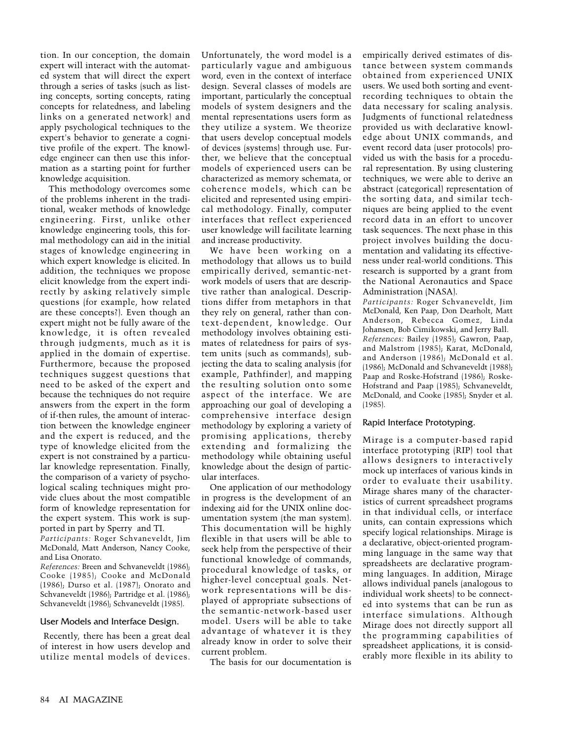tion. In our conception, the domain expert will interact with the automated system that will direct the expert through a series of tasks (such as listing concepts, sorting concepts, rating concepts for relatedness, and labeling links on a generated network) and apply psychological techniques to the expert's behavior to generate a cognitive profile of the expert. The knowledge engineer can then use this information as a starting point for further knowledge acquisition.

This methodology overcomes some of the problems inherent in the traditional, weaker methods of knowledge engineering. First, unlike other knowledge engineering tools, this formal methodology can aid in the initial stages of knowledge engineering in which expert knowledge is elicited. In addition, the techniques we propose elicit knowledge from the expert indirectly by asking relatively simple questions (for example, how related are these concepts?). Even though an expert might not be fully aware of the knowledge, it is often revealed through judgments, much as it is applied in the domain of expertise. Furthermore, because the proposed techniques suggest questions that need to be asked of the expert and because the techniques do not require answers from the expert in the form of if-then rules, the amount of interaction between the knowledge engineer and the expert is reduced, and the type of knowledge elicited from the expert is not constrained by a particular knowledge representation. Finally, the comparison of a variety of psychological scaling techniques might provide clues about the most compatible form of knowledge representation for the expert system. This work is supported in part by Sperry and TI.

*Participants:* Roger Schvaneveldt, Jim McDonald, Matt Anderson, Nancy Cooke, and Lisa Onorato.

*References:* Breen and Schvaneveldt (1986); Cooke (1985); Cooke and McDonald (1986); Durso et al. (1987); Onorato and Schvaneveldt (1986); Partridge et al. (1986); Schvaneveldt (1986); Schvaneveldt (1985).

### User Models and Interface Design.

Recently, there has been a great deal of interest in how users develop and utilize mental models of devices. Unfortunately, the word model is a particularly vague and ambiguous word, even in the context of interface design. Several classes of models are important, particularly the conceptual models of system designers and the mental representations users form as they utilize a system. We theorize that users develop conceptual models of devices (systems) through use. Further, we believe that the conceptual models of experienced users can be characterized as memory schemata, or coherence models, which can be elicited and represented using empirical methodology. Finally, computer interfaces that reflect experienced user knowledge will facilitate learning and increase productivity.

We have been working on a methodology that allows us to build empirically derived, semantic-network models of users that are descriptive rather than analogical. Descriptions differ from metaphors in that they rely on general, rather than context-dependent, knowledge. Our methodology involves obtaining estimates of relatedness for pairs of system units (such as commands), subjecting the data to scaling analysis (for example, Pathfinder), and mapping the resulting solution onto some aspect of the interface. We are approaching our goal of developing a comprehensive interface design methodology by exploring a variety of promising applications, thereby extending and formalizing the methodology while obtaining useful knowledge about the design of particular interfaces.

One application of our methodology in progress is the development of an indexing aid for the UNIX online documentation system (the man system). This documentation will be highly flexible in that users will be able to seek help from the perspective of their functional knowledge of commands, procedural knowledge of tasks, or higher-level conceptual goals. Network representations will be displayed of appropriate subsections of the semantic-network-based user model. Users will be able to take advantage of whatever it is they already know in order to solve their current problem.

The basis for our documentation is empirically derived estimates of distance between system commands obtained from experienced UNIX users. We used both sorting and event-recording techniques to obtain the data necessary for scaling analysis. Judgments of functional relatedness provided us with declarative knowledge about UNIX commands, and event record data (user protocols) provided us with the basis for a procedural representation. By using clustering techniques, we were able to derive an abstract (categorical) representation of the sorting data, and similar techniques are being applied to the event record data in an effort to uncover task sequences. The next phase in this project involves building the documentation and validating its effectiveness under real-world conditions. This research is supported by a grant from the National Aeronautics and Space Administration (NASA).

*Participants:* Roger Schvaneveldt, Jim McDonald, Ken Paap, Don Dearholt, Matt Anderson, Rebecca Gomez, Linda Johansen, Bob Cimikowski, and Jerry Ball.

*References:* Bailey (1985); Gawron, Paap, and Malstrom (1985); Karat, McDonald, and Anderson (1986); McDonald et al. (1986); McDonald and Schvaneveldt (1988); Paap and Roske-Hofstrand (1986); Roske-Hofstrand and Paap (1985); Schvaneveldt, McDonald, and Cooke (1985); Snyder et al. (1985).

### Rapid Interface Prototyping.

Mirage is a computer-based rapid interface prototyping (RIP) tool that allows designers to interactively mock up interfaces of various kinds in order to evaluate their usability. Mirage shares many of the characteristics of current spreadsheet programs in that individual cells, or interface units, can contain expressions which specify logical relationships. Mirage is a declarative, object-oriented programming language in the same way that spreadsheets are declarative programming languages. In addition, Mirage allows individual panels (analogous to individual work sheets) to be connected into systems that can be run as interface simulations. Although Mirage does not directly support all the programming capabilities of spreadsheet applications, it is considerably more flexible in its ability to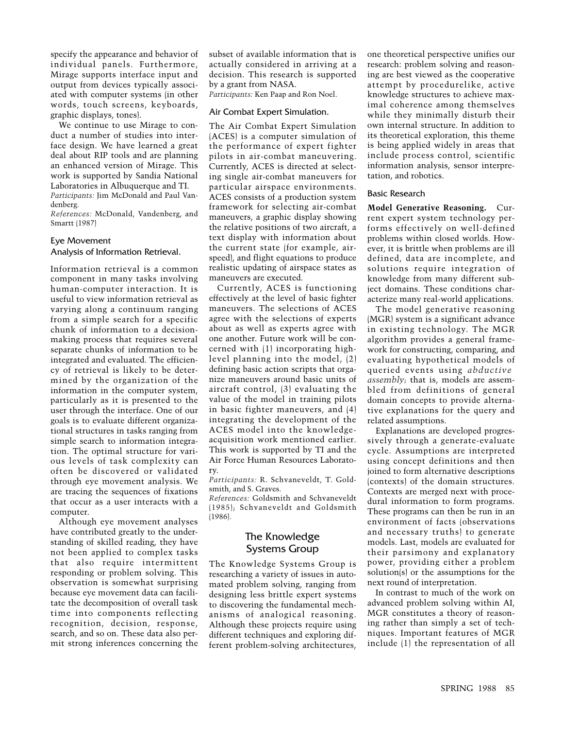specify the appearance and behavior of individual panels. Furthermore, Mirage supports interface input and output from devices typically associated with computer systems (in other words, touch screens, keyboards, graphic displays, tones).

We continue to use Mirage to conduct a number of studies into interface design. We have learned a great deal about RIP tools and are planning an enhanced version of Mirage. This work is supported by Sandia National Laboratories in Albuquerque and TI.

*Participants:* Jim McDonald and Paul Vandenberg.

*References:* McDonald, Vandenberg, and Smartt (1987)

### Eye Movement Analysis of Information Retrieval.

Information retrieval is a common component in many tasks involving human-computer interaction. It is useful to view information retrieval as varying along a continuum ranging from a simple search for a specific chunk of information to a decision-making process that requires several separate chunks of information to be integrated and evaluated. The efficiency of retrieval is likely to be determined by the organization of the information in the computer system, particularly as it is presented to the user through the interface. One of our goals is to evaluate different organizational structures in tasks ranging from simple search to information integration. The optimal structure for various levels of task complexity can often be discovered or validated through eye movement analysis. We are tracing the sequences of fixations that occur as a user interacts with a computer.

Although eye movement analyses have contributed greatly to the understanding of skilled reading, they have not been applied to complex tasks that also require intermittent responding or problem solving. This observation is somewhat surprising because eye movement data can facilitate the decomposition of overall task time into components reflecting recognition, decision, response, search, and so on. These data also permit strong inferences concerning the subset of available information that is actually considered in arriving at a decision. This research is supported by a grant from NASA.

*Participants:* Ken Paap and Ron Noel.

### Air Combat Expert Simulation.

The Air Combat Expert Simulation (ACES) is a computer simulation of the performance of expert fighter pilots in air-combat maneuvering. Currently, ACES is directed at selecting single air-combat maneuvers for particular airspace environments. ACES consists of a production system framework for selecting air-combat maneuvers, a graphic display showing the relative positions of two aircraft, a text display with information about the current state (for example, airspeed), and flight equations to produce realistic updating of airspace states as maneuvers are executed.

Currently, ACES is functioning effectively at the level of basic fighter maneuvers. The selections of ACES agree with the selections of experts about as well as experts agree with one another. Future work will be concerned with (1) incorporating high-level planning into the model, (2) defining basic action scripts that organize maneuvers around basic units of aircraft control, (3) evaluating the value of the model in training pilots in basic fighter maneuvers, and (4) integrating the development of the ACES model into the knowledge-acquisition work mentioned earlier. This work is supported by TI and the Air Force Human Resources Laboratory.

*Participants:* R. Schvaneveldt, T. Goldsmith, and S. Graves.

*References:* Goldsmith and Schvaneveldt (1985); Schvaneveldt and Goldsmith (1986).

## The Knowledge Systems Group

The Knowledge Systems Group is researching a variety of issues in automated problem solving, ranging from designing less brittle expert systems to discovering the fundamental mechanisms of analogical reasoning. Although these projects require using different techniques and exploring different problem-solving architectures, one theoretical perspective unifies our research: problem solving and reasoning are best viewed as the cooperative attempt by procedurelike, active knowledge structures to achieve maximal coherence among themselves while they minimally disturb their own internal structure. In addition to its theoretical exploration, this theme is being applied widely in areas that include process control, scientific information analysis, sensor interpretation, and robotics.

### Basic Research

**Model Generative Reasoning.** Current expert system technology performs effectively on well-defined problems within closed worlds. However, it is brittle when problems are ill defined, data are incomplete, and solutions require integration of knowledge from many different subject domains. These conditions characterize many real-world applications.

The model generative reasoning (MGR) system is a significant advance in existing technology. The MGR algorithm provides a general framework for constructing, comparing, and evaluating hypothetical models of queried events using *abductive assembly;* that is, models are assembled from definitions of general domain concepts to provide alternative explanations for the query and related assumptions.

Explanations are developed progressively through a generate-evaluate cycle. Assumptions are interpreted using concept definitions and then joined to form alternative descriptions (contexts) of the domain structures. Contexts are merged next with procedural information to form programs. These programs can then be run in an environment of facts (observations and necessary truths) to generate models. Last, models are evaluated for their parsimony and explanatory power, providing either a problem solution(s) or the assumptions for the next round of interpretation.

In contrast to much of the work on advanced problem solving within AI, MGR constitutes a theory of reasoning rather than simply a set of techniques. Important features of MGR include (1) the representation of all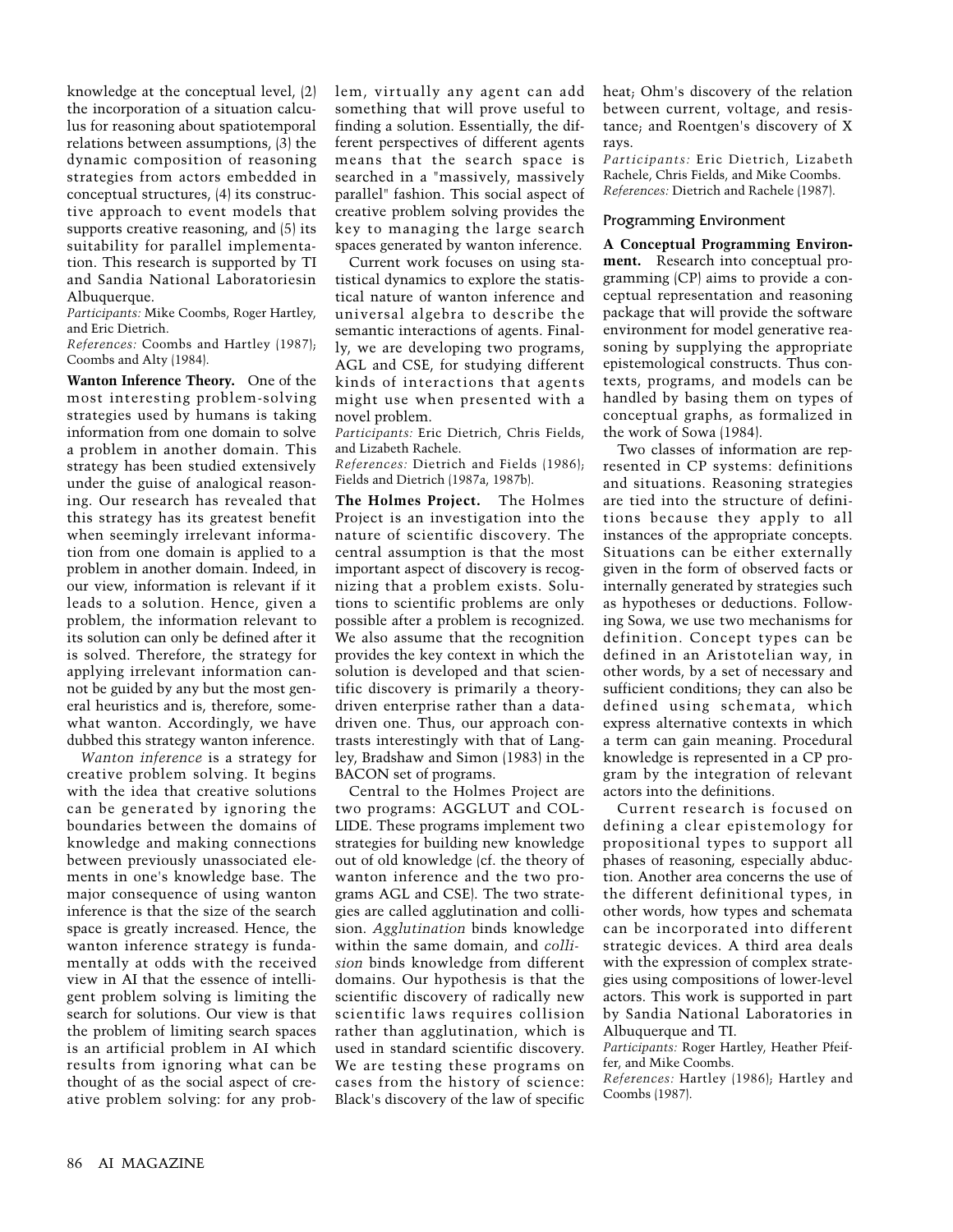knowledge at the conceptual level, (2) the incorporation of a situation calculus for reasoning about spatiotemporal relations between assumptions, (3) the dynamic composition of reasoning strategies from actors embedded in conceptual structures, (4) its constructive approach to event models that supports creative reasoning, and (5) its suitability for parallel implementation. This research is supported by TI and Sandia National Laboratoriesin Albuquerque.

*Participants:* Mike Coombs, Roger Hartley, and Eric Dietrich.

*References:* Coombs and Hartley (1987); Coombs and Alty (1984).

**Wanton Inference Theory.** One of the most interesting problem-solving strategies used by humans is taking information from one domain to solve a problem in another domain. This strategy has been studied extensively under the guise of analogical reasoning. Our research has revealed that this strategy has its greatest benefit when seemingly irrelevant information from one domain is applied to a problem in another domain. Indeed, in our view, information is relevant if it leads to a solution. Hence, given a problem, the information relevant to its solution can only be defined after it is solved. Therefore, the strategy for applying irrelevant information cannot be guided by any but the most general heuristics and is, therefore, somewhat wanton. Accordingly, we have dubbed this strategy wanton inference.

*Wanton inference* is a strategy for creative problem solving. It begins with the idea that creative solutions can be generated by ignoring the boundaries between the domains of knowledge and making connections between previously unassociated elements in one's knowledge base. The major consequence of using wanton inference is that the size of the search space is greatly increased. Hence, the wanton inference strategy is fundamentally at odds with the received view in AI that the essence of intelligent problem solving is limiting the search for solutions. Our view is that the problem of limiting search spaces is an artificial problem in AI which results from ignoring what can be thought of as the social aspect of creative problem solving: for any problem, virtually any agent can add something that will prove useful to finding a solution. Essentially, the different perspectives of different agents means that the search space is searched in a "massively, massively parallel" fashion. This social aspect of creative problem solving provides the key to managing the large search spaces generated by wanton inference.

Current work focuses on using statistical dynamics to explore the statistical nature of wanton inference and universal algebra to describe the semantic interactions of agents. Finally, we are developing two programs, AGL and CSE, for studying different kinds of interactions that agents might use when presented with a novel problem.

*Participants:* Eric Dietrich, Chris Fields, and Lizabeth Rachele.

*References:* Dietrich and Fields (1986); Fields and Dietrich (1987a, 1987b).

**The Holmes Project.** The Holmes Project is an investigation into the nature of scientific discovery. The central assumption is that the most important aspect of discovery is recognizing that a problem exists. Solutions to scientific problems are only possible after a problem is recognized. We also assume that the recognition provides the key context in which the solution is developed and that scientific discovery is primarily a theory-driven enterprise rather than a data-driven one. Thus, our approach contrasts interestingly with that of Langley, Bradshaw and Simon (1983) in the BACON set of programs.

Central to the Holmes Project are two programs: AGGLUT and COLLIDE. These programs implement two strategies for building new knowledge out of old knowledge (cf. the theory of wanton inference and the two programs AGL and CSE). The two strategies are called agglutination and collision. *Agglutination* binds knowledge within the same domain, and *collision* binds knowledge from different domains. Our hypothesis is that the scientific discovery of radically new scientific laws requires collision rather than agglutination, which is used in standard scientific discovery. We are testing these programs on cases from the history of science: Black's discovery of the law of specific heat; Ohm's discovery of the relation between current, voltage, and resistance; and Roentgen's discovery of X rays.

*Participants:* Eric Dietrich, Lizabeth Rachele, Chris Fields, and Mike Coombs.

*References:* Dietrich and Rachele (1987).

### Programming Environment

**A Conceptual Programming Environment.** Research into conceptual programming (CP) aims to provide a conceptual representation and reasoning package that will provide the software environment for model generative reasoning by supplying the appropriate epistemological constructs. Thus contexts, programs, and models can be handled by basing them on types of conceptual graphs, as formalized in the work of Sowa (1984).

Two classes of information are represented in CP systems: definitions and situations. Reasoning strategies are tied into the structure of definitions because they apply to all instances of the appropriate concepts. Situations can be either externally given in the form of observed facts or internally generated by strategies such as hypotheses or deductions. Following Sowa, we use two mechanisms for definition. Concept types can be defined in an Aristotelian way, in other words, by a set of necessary and sufficient conditions; they can also be defined using schemata, which express alternative contexts in which a term can gain meaning. Procedural knowledge is represented in a CP program by the integration of relevant actors into the definitions.

Current research is focused on defining a clear epistemology for propositional types to support all phases of reasoning, especially abduction. Another area concerns the use of the different definitional types, in other words, how types and schemata can be incorporated into different strategic devices. A third area deals with the expression of complex strategies using compositions of lower-level actors. This work is supported in part by Sandia National Laboratories in Albuquerque and TI.

*Participants:* Roger Hartley, Heather Pfeiffer, and Mike Coombs.

*References:* Hartley (1986); Hartley and Coombs (1987).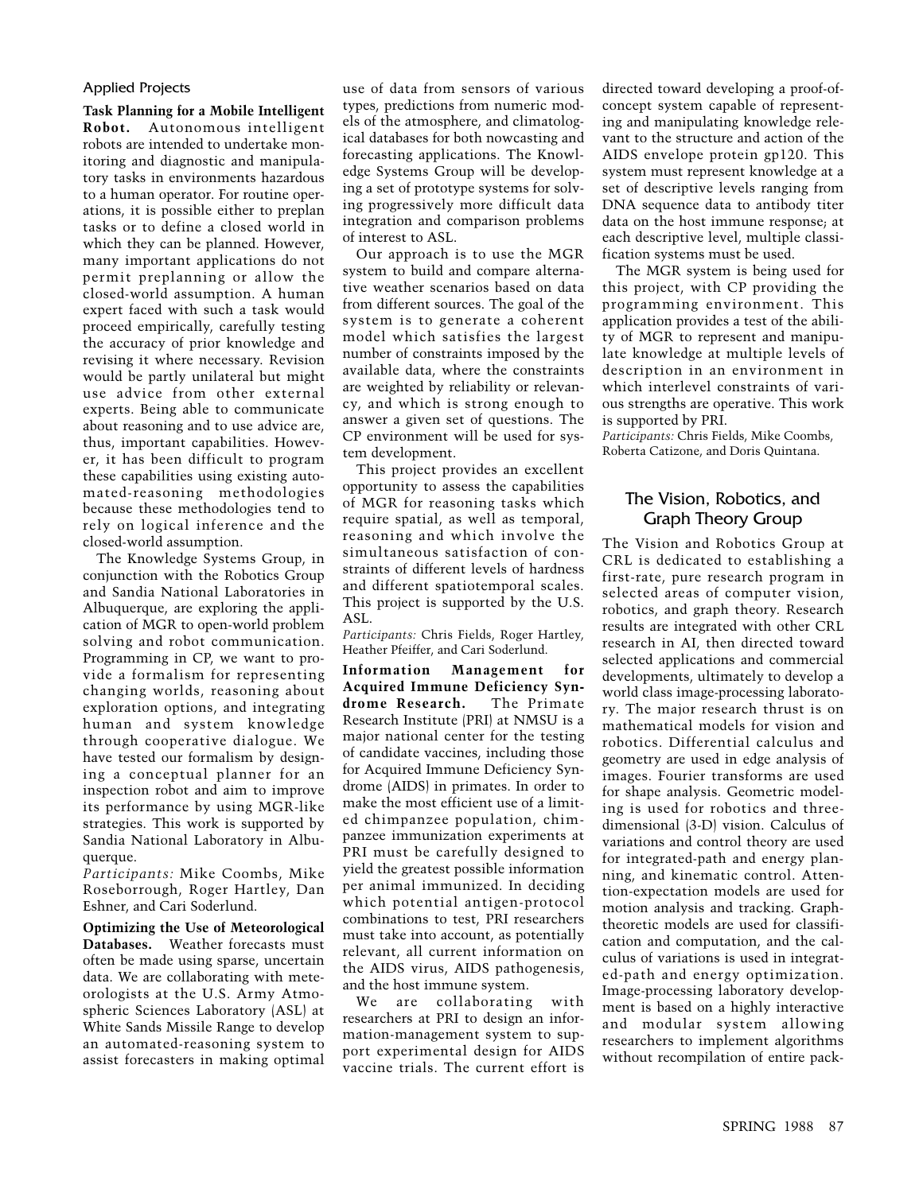### Applied Projects

**Task Planning for a Mobile Intelligent Robot.** Autonomous intelligent robots are intended to undertake monitoring and diagnostic and manipulatory tasks in environments hazardous to a human operator. For routine operations, it is possible either to preplan tasks or to define a closed world in which they can be planned. However, many important applications do not permit preplanning or allow the closed-world assumption. A human expert faced with such a task would proceed empirically, carefully testing the accuracy of prior knowledge and revising it where necessary. Revision would be partly unilateral but might use advice from other external experts. Being able to communicate about reasoning and to use advice are, thus, important capabilities. However, it has been difficult to program these capabilities using existing automated-reasoning methodologies because these methodologies tend to rely on logical inference and the closed-world assumption.

The Knowledge Systems Group, in conjunction with the Robotics Group and Sandia National Laboratories in Albuquerque, are exploring the application of MGR to open-world problem solving and robot communication. Programming in CP, we want to provide a formalism for representing changing worlds, reasoning about exploration options, and integrating human and system knowledge through cooperative dialogue. We have tested our formalism by designing a conceptual planner for an inspection robot and aim to improve its performance by using MGR-like strategies. This work is supported by Sandia National Laboratory in Albuquerque.

*Participants:* Mike Coombs, Mike Roseborrough, Roger Hartley, Dan Eshner, and Cari Soderlund.

**Optimizing the Use of Meteorological Databases.** Weather forecasts must often be made using sparse, uncertain data. We are collaborating with meteorologists at the U.S. Army Atmospheric Sciences Laboratory (ASL) at White Sands Missile Range to develop an automated-reasoning system to assist forecasters in making optimal use of data from sensors of various types, predictions from numeric models of the atmosphere, and climatological databases for both nowcasting and forecasting applications. The Knowledge Systems Group will be developing a set of prototype systems for solving progressively more difficult data integration and comparison problems of interest to ASL.

Our approach is to use the MGR system to build and compare alternative weather scenarios based on data from different sources. The goal of the system is to generate a coherent model which satisfies the largest number of constraints imposed by the available data, where the constraints are weighted by reliability or relevancy, and which is strong enough to answer a given set of questions. The CP environment will be used for system development.

This project provides an excellent opportunity to assess the capabilities of MGR for reasoning tasks which require spatial, as well as temporal, reasoning and which involve the simultaneous satisfaction of constraints of different levels of hardness and different spatiotemporal scales. This project is supported by the U.S. ASL.

*Participants:* Chris Fields, Roger Hartley, Heather Pfeiffer, and Cari Soderlund.

**Information Management for Acquired Immune Deficiency Syndrome Research.** The Primate Research Institute (PRI) at NMSU is a major national center for the testing of candidate vaccines, including those for Acquired Immune Deficiency Syndrome (AIDS) in primates. In order to make the most efficient use of a limited chimpanzee population, chimpanzee immunization experiments at PRI must be carefully designed to yield the greatest possible information per animal immunized. In deciding which potential antigen-protocol combinations to test, PRI researchers must take into account, as potentially relevant, all current information on the AIDS virus, AIDS pathogenesis, and the host immune system.

We are collaborating with researchers at PRI to design an information-management system to support experimental design for AIDS vaccine trials. The current effort is directed toward developing a proof-of-concept system capable of representing and manipulating knowledge relevant to the structure and action of the AIDS envelope protein gp120. This system must represent knowledge at a set of descriptive levels ranging from DNA sequence data to antibody titer data on the host immune response; at each descriptive level, multiple classification systems must be used.

The MGR system is being used for this project, with CP providing the programming environment. This application provides a test of the ability of MGR to represent and manipulate knowledge at multiple levels of description in an environment in which interlevel constraints of various strengths are operative. This work is supported by PRI.

*Participants:* Chris Fields, Mike Coombs, Roberta Catizone, and Doris Quintana.

## The Vision, Robotics, and Graph Theory Group

The Vision and Robotics Group at CRL is dedicated to establishing a first-rate, pure research program in selected areas of computer vision, robotics, and graph theory. Research results are integrated with other CRL research in AI, then directed toward selected applications and commercial developments, ultimately to develop a world class image-processing laboratory. The major research thrust is on mathematical models for vision and robotics. Differential calculus and geometry are used in edge analysis of images. Fourier transforms are used for shape analysis. Geometric modeling is used for robotics and three-dimensional (3-D) vision. Calculus of variations and control theory are used for integrated-path and energy planning, and kinematic control. Attention-expectation models are used for motion analysis and tracking. Graph-theoretic models are used for classification and computation, and the calculus of variations is used in integrated-path and energy optimization. Image-processing laboratory development is based on a highly interactive and modular system allowing researchers to implement algorithms without recompilation of entire pack-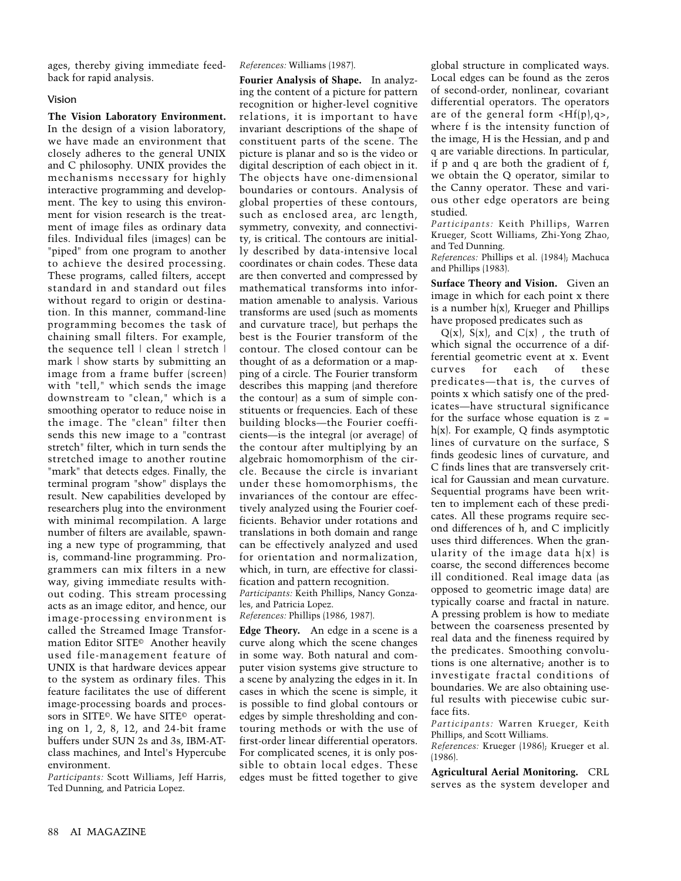ages, thereby giving immediate feedback for rapid analysis.

## Vision

**The Vision Laboratory Environment.** In the design of a vision laboratory, we have made an environment that closely adheres to the general UNIX and C philosophy. UNIX provides the mechanisms necessary for highly interactive programming and development. The key to using this environment for vision research is the treatment of image files as ordinary data files. Individual files (images) can be "piped" from one program to another to achieve the desired processing. These programs, called filters, accept standard in and standard out files without regard to origin or destination. In this manner, command-line programming becomes the task of chaining small filters. For example, the sequence tell | clean | stretch | mark | show starts by submitting an image from a frame buffer (screen) with "tell," which sends the image downstream to "clean," which is a smoothing operator to reduce noise in the image. The "clean" filter then sends this new image to a "contrast stretch" filter, which in turn sends the stretched image to another routine "mark" that detects edges. Finally, the terminal program "show" displays the result. New capabilities developed by researchers plug into the environment with minimal recompilation. A large number of filters are available, spawning a new type of programming, that is, command-line programming. Programmers can mix filters in a new way, giving immediate results without coding. This stream processing acts as an image editor, and hence, our image-processing environment is called the Streamed Image Transformation Editor SITE©. Another heavily used file-management feature of UNIX is that hardware devices appear to the system as ordinary files. This feature facilitates the use of different image-processing boards and processors in SITE©. We have SITE© operating on 1, 2, 8, 12, and 24-bit frame buffers under SUN 2s and 3s, IBM-AT-class machines, and Intel's Hypercube environment.

*Participants:* Scott Williams, Jeff Harris, Ted Dunning, and Patricia Lopez.

*References:* Williams (1987).

**Fourier Analysis of Shape.** In analyzing the content of a picture for pattern recognition or higher-level cognitive relations, it is important to have invariant descriptions of the shape of constituent parts of the scene. The picture is planar and so is the video or digital description of each object in it. The objects have one-dimensional boundaries or contours. Analysis of global properties of these contours, such as enclosed area, arc length, symmetry, convexity, and connectivity, is critical. The contours are initially described by data-intensive local coordinates or chain codes. These data are then converted and compressed by mathematical transforms into information amenable to analysis. Various transforms are used (such as moments and curvature trace), but perhaps the best is the Fourier transform of the contour. The closed contour can be thought of as a deformation or a mapping of a circle. The Fourier transform describes this mapping (and therefore the contour) as a sum of simple constituents or frequencies. Each of these building blocks—the Fourier coefficients—is the integral (or average) of the contour after multiplying by an algebraic homomorphism of the circle. Because the circle is invariant under these homomorphisms, the invariances of the contour are effectively analyzed using the Fourier coefficients. Behavior under rotations and translations in both domain and range can be effectively analyzed and used for orientation and normalization, which, in turn, are effective for classification and pattern recognition.

*Participants:* Keith Phillips, Nancy Gonzales, and Patricia Lopez.

*References:* Phillips (1986, 1987).

**Edge Theory.** An edge in a scene is a curve along which the scene changes in some way. Both natural and computer vision systems give structure to a scene by analyzing the edges in it. In cases in which the scene is simple, it is possible to find global contours or edges by simple thresholding and contouring methods or with the use of first-order linear differential operators. For complicated scenes, it is only possible to obtain local edges. These edges must be fitted together to give global structure in complicated ways. Local edges can be found as the zeros of second-order, nonlinear, covariant differential operators. The operators are of the general form $\langle Hf(p),q \rangle$, where f is the intensity function of the image, H is the Hessian, and p and q are variable directions. In particular, if p and q are both the gradient of f, we obtain the Q operator, similar to the Canny operator. These and various other edge operators are being studied.

*Participants:* Keith Phillips, Warren Krueger, Scott Williams, Zhi-Yong Zhao, and Ted Dunning.

*References:* Phillips et al. (1984); Machuca and Phillips (1983).

**Surface Theory and Vision.** Given an image in which for each point x there is a number h(x), Krueger and Phillips have proposed predicates such as

Q(x), S(x), and C(x) , the truth of which signal the occurrence of a differential geometric event at x. Event curves for each of these predicates—that is, the curves of points x which satisfy one of the predicates—have structural significance for the surface whose equation is $z = h(x)$. For example, Q finds asymptotic lines of curvature on the surface, S finds geodesic lines of curvature, and C finds lines that are transversely critical for Gaussian and mean curvature. Sequential programs have been written to implement each of these predicates. All these programs require second differences of h, and C implicitly uses third differences. When the granularity of the image data h(x) is coarse, the second differences become ill conditioned. Real image data (as opposed to geometric image data) are typically coarse and fractal in nature. A pressing problem is how to mediate between the coarseness presented by real data and the fineness required by the predicates. Smoothing convolutions is one alternative; another is to investigate fractal conditions of boundaries. We are also obtaining useful results with piecewise cubic surface fits.

*Participants:* Warren Krueger, Keith Phillips, and Scott Williams.

*References:* Krueger (1986); Krueger et al. (1986).

**Agricultural Aerial Monitoring.** CRL serves as the system developer and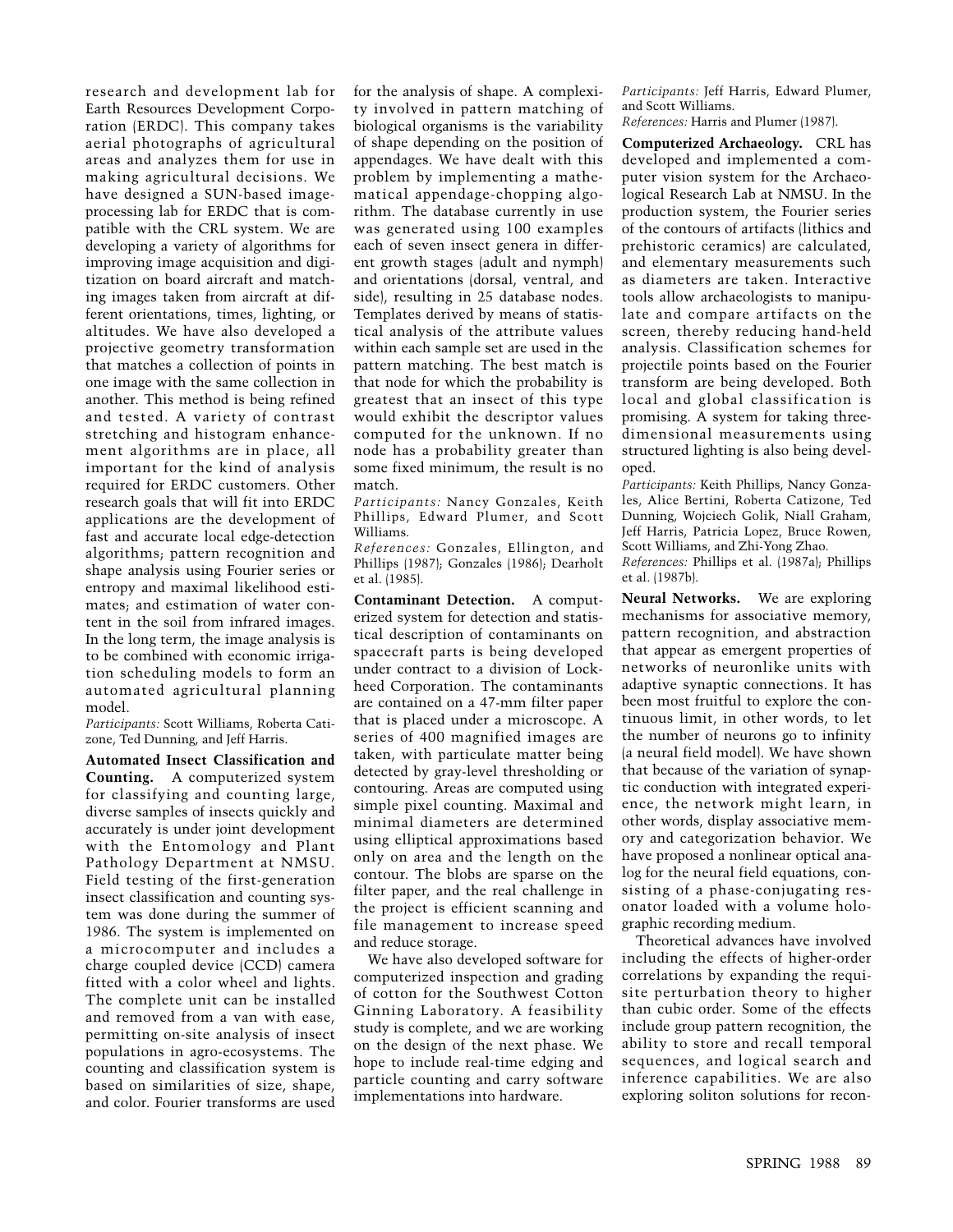research and development lab for Earth Resources Development Corporation (ERDC). This company takes aerial photographs of agricultural areas and analyzes them for use in making agricultural decisions. We have designed a SUN-based image-processing lab for ERDC that is compatible with the CRL system. We are developing a variety of algorithms for improving image acquisition and digitization on board aircraft and matching images taken from aircraft at different orientations, times, lighting, or altitudes. We have also developed a projective geometry transformation that matches a collection of points in one image with the same collection in another. This method is being refined and tested. A variety of contrast stretching and histogram enhancement algorithms are in place, all important for the kind of analysis required for ERDC customers. Other research goals that will fit into ERDC applications are the development of fast and accurate local edge-detection algorithms; pattern recognition and shape analysis using Fourier series or entropy and maximal likelihood estimates; and estimation of water content in the soil from infrared images. In the long term, the image analysis is to be combined with economic irrigation scheduling models to form an automated agricultural planning model.

*Participants:* Scott Williams, Roberta Catizone, Ted Dunning, and Jeff Harris.

**Automated Insect Classification and Counting.** A computerized system for classifying and counting large, diverse samples of insects quickly and accurately is under joint development with the Entomology and Plant Pathology Department at NMSU. Field testing of the first-generation insect classification and counting system was done during the summer of 1986. The system is implemented on a microcomputer and includes a charge coupled device (CCD) camera fitted with a color wheel and lights. The complete unit can be installed and removed from a van with ease, permitting on-site analysis of insect populations in agro-ecosystems. The counting and classification system is based on similarities of size, shape, and color. Fourier transforms are used for the analysis of shape. A complexity involved in pattern matching of biological organisms is the variability of shape depending on the position of appendages. We have dealt with this problem by implementing a mathematical appendage-chopping algorithm. The database currently in use was generated using 100 examples each of seven insect genera in different growth stages (adult and nymph) and orientations (dorsal, ventral, and side), resulting in 25 database nodes. Templates derived by means of statistical analysis of the attribute values within each sample set are used in the pattern matching. The best match is that node for which the probability is greatest that an insect of this type would exhibit the descriptor values computed for the unknown. If no node has a probability greater than some fixed minimum, the result is no match.

*Participants:* Nancy Gonzales, Keith Phillips, Edward Plumer, and Scott Williams.

*References:* Gonzales, Ellington, and Phillips (1987); Gonzales (1986); Dearholt et al. (1985).

**Contaminant Detection.** A computerized system for detection and statistical description of contaminants on spacecraft parts is being developed under contract to a division of Lockheed Corporation. The contaminants are contained on a 47-mm filter paper that is placed under a microscope. A series of 400 magnified images are taken, with particulate matter being detected by gray-level thresholding or contouring. Areas are computed using simple pixel counting. Maximal and minimal diameters are determined using elliptical approximations based only on area and the length on the contour. The blobs are sparse on the filter paper, and the real challenge in the project is efficient scanning and file management to increase speed and reduce storage.

We have also developed software for computerized inspection and grading of cotton for the Southwest Cotton Ginning Laboratory. A feasibility study is complete, and we are working on the design of the next phase. We hope to include real-time edging and particle counting and carry software implementations into hardware.

*Participants:* Jeff Harris, Edward Plumer, and Scott Williams.

*References:* Harris and Plumer (1987).

**Computerized Archaeology.** CRL has developed and implemented a computer vision system for the Archaeological Research Lab at NMSU. In the production system, the Fourier series of the contours of artifacts (lithics and prehistoric ceramics) are calculated, and elementary measurements such as diameters are taken. Interactive tools allow archaeologists to manipulate and compare artifacts on the screen, thereby reducing hand-held analysis. Classification schemes for projectile points based on the Fourier transform are being developed. Both local and global classification is promising. A system for taking three-dimensional measurements using structured lighting is also being developed.

*Participants:* Keith Phillips, Nancy Gonzales, Alice Bertini, Roberta Catizone, Ted Dunning, Wojciech Golik, Niall Graham, Jeff Harris, Patricia Lopez, Bruce Rowen, Scott Williams, and Zhi-Yong Zhao.

*References:* Phillips et al. (1987a); Phillips et al. (1987b).

**Neural Networks.** We are exploring mechanisms for associative memory, pattern recognition, and abstraction that appear as emergent properties of networks of neuronlike units with adaptive synaptic connections. It has been most fruitful to explore the continuous limit, in other words, to let the number of neurons go to infinity (a neural field model). We have shown that because of the variation of synaptic conduction with integrated experience, the network might learn, in other words, display associative memory and categorization behavior. We have proposed a nonlinear optical analog for the neural field equations, consisting of a phase-conjugating resonator loaded with a volume holographic recording medium.

Theoretical advances have involved including the effects of higher-order correlations by expanding the requisite perturbation theory to higher than cubic order. Some of the effects include group pattern recognition, the ability to store and recall temporal sequences, and logical search and inference capabilities. We are also exploring soliton solutions for recon-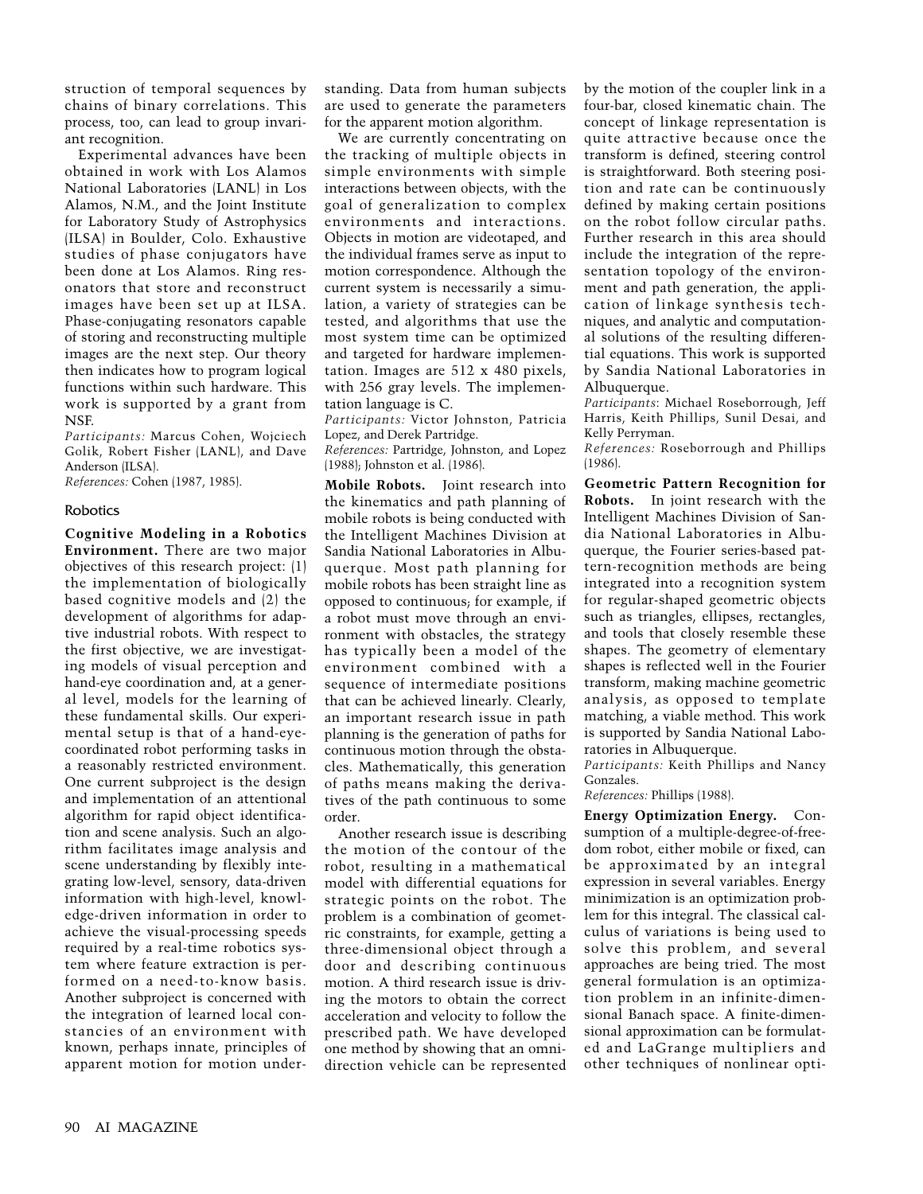struction of temporal sequences by chains of binary correlations. This process, too, can lead to group invariant recognition.

Experimental advances have been obtained in work with Los Alamos National Laboratories (LANL) in Los Alamos, N.M., and the Joint Institute for Laboratory Study of Astrophysics (ILSA) in Boulder, Colo. Exhaustive studies of phase conjugators have been done at Los Alamos. Ring resonators that store and reconstruct images have been set up at ILSA. Phase-conjugating resonators capable of storing and reconstructing multiple images are the next step. Our theory then indicates how to program logical functions within such hardware. This work is supported by a grant from NSF.

*Participants:* Marcus Cohen, Wojciech Golik, Robert Fisher (LANL), and Dave Anderson (ILSA).

*References:* Cohen (1987, 1985).

### Robotics

**Cognitive Modeling in a Robotics Environment.** There are two major objectives of this research project: (1) the implementation of biologically based cognitive models and (2) the development of algorithms for adaptive industrial robots. With respect to the first objective, we are investigating models of visual perception and hand-eye coordination and, at a general level, models for the learning of these fundamental skills. Our experimental setup is that of a hand-eye-coordinated robot performing tasks in a reasonably restricted environment. One current subproject is the design and implementation of an attentional algorithm for rapid object identification and scene analysis. Such an algorithm facilitates image analysis and scene understanding by flexibly integrating low-level, sensory, data-driven information with high-level, knowledge-driven information in order to achieve the visual-processing speeds required by a real-time robotics system where feature extraction is performed on a need-to-know basis. Another subproject is concerned with the integration of learned local constancies of an environment with known, perhaps innate, principles of apparent motion for motion understanding. Data from human subjects are used to generate the parameters for the apparent motion algorithm.

We are currently concentrating on the tracking of multiple objects in simple environments with simple interactions between objects, with the goal of generalization to complex environments and interactions. Objects in motion are videotaped, and the individual frames serve as input to motion correspondence. Although the current system is necessarily a simulation, a variety of strategies can be tested, and algorithms that use the most system time can be optimized and targeted for hardware implementation. Images are 512 x 480 pixels, with 256 gray levels. The implementation language is C.

*Participants:* Victor Johnston, Patricia Lopez, and Derek Partridge.

*References:* Partridge, Johnston, and Lopez (1988); Johnston et al. (1986).

**Mobile Robots.** Joint research into the kinematics and path planning of mobile robots is being conducted with the Intelligent Machines Division at Sandia National Laboratories in Albuquerque. Most path planning for mobile robots has been straight line as opposed to continuous; for example, if a robot must move through an environment with obstacles, the strategy has typically been a model of the environment combined with a sequence of intermediate positions that can be achieved linearly. Clearly, an important research issue in path planning is the generation of paths for continuous motion through the obstacles. Mathematically, this generation of paths means making the derivatives of the path continuous to some order.

Another research issue is describing the motion of the contour of the robot, resulting in a mathematical model with differential equations for strategic points on the robot. The problem is a combination of geometric constraints, for example, getting a three-dimensional object through a door and describing continuous motion. A third research issue is driving the motors to obtain the correct acceleration and velocity to follow the prescribed path. We have developed one method by showing that an omnidirection vehicle can be represented by the motion of the coupler link in a four-bar, closed kinematic chain. The concept of linkage representation is quite attractive because once the transform is defined, steering control is straightforward. Both steering position and rate can be continuously defined by making certain positions on the robot follow circular paths. Further research in this area should include the integration of the representation topology of the environment and path generation, the application of linkage synthesis techniques, and analytic and computational solutions of the resulting differential equations. This work is supported by Sandia National Laboratories in Albuquerque.

*Participants*: Michael Roseborrough, Jeff Harris, Keith Phillips, Sunil Desai, and Kelly Perryman.

*References:* Roseborrough and Phillips (1986).

**Geometric Pattern Recognition for Robots.** In joint research with the Intelligent Machines Division of Sandia National Laboratories in Albuquerque, the Fourier series-based pattern-recognition methods are being integrated into a recognition system for regular-shaped geometric objects such as triangles, ellipses, rectangles, and tools that closely resemble these shapes. The geometry of elementary shapes is reflected well in the Fourier transform, making machine geometric analysis, as opposed to template matching, a viable method. This work is supported by Sandia National Laboratories in Albuquerque.

*Participants:* Keith Phillips and Nancy Gonzales.

*References:* Phillips (1988).

**Energy Optimization Energy.** Consumption of a multiple-degree-of-freedom robot, either mobile or fixed, can be approximated by an integral expression in several variables. Energy minimization is an optimization problem for this integral. The classical calculus of variations is being used to solve this problem, and several approaches are being tried. The most general formulation is an optimization problem in an infinite-dimensional Banach space. A finite-dimensional approximation can be formulated and LaGrange multipliers and other techniques of nonlinear opti-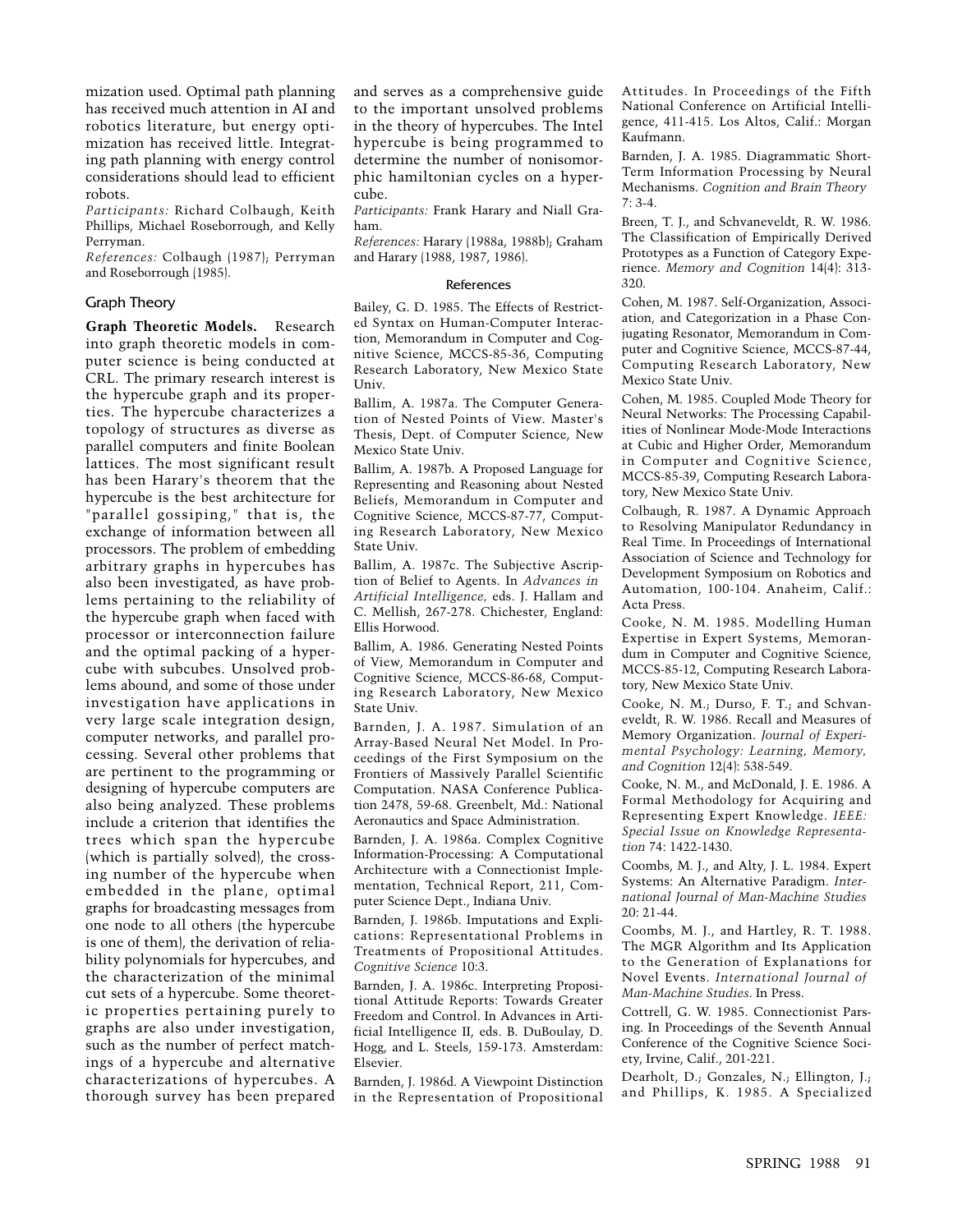mization used. Optimal path planning has received much attention in AI and robotics literature, but energy optimization has received little. Integrating path planning with energy control considerations should lead to efficient robots.

*Participants:* Richard Colbaugh, Keith Phillips, Michael Roseborrough, and Kelly Perryman.

*References:* Colbaugh (1987); Perryman and Roseborrough (1985).

## Graph Theory

**Graph Theoretic Models.** Research into graph theoretic models in computer science is being conducted at CRL. The primary research interest is the hypercube graph and its properties. The hypercube characterizes a topology of structures as diverse as parallel computers and finite Boolean lattices. The most significant result has been Harary's theorem that the hypercube is the best architecture for "parallel gossiping," that is, the exchange of information between all processors. The problem of embedding arbitrary graphs in hypercubes has also been investigated, as have problems pertaining to the reliability of the hypercube graph when faced with processor or interconnection failure and the optimal packing of a hypercube with subcubes. Unsolved problems abound, and some of those under investigation have applications in very large scale integration design, computer networks, and parallel processing. Several other problems that are pertinent to the programming or designing of hypercube computers are also being analyzed. These problems include a criterion that identifies the trees which span the hypercube (which is partially solved), the crossing number of the hypercube when embedded in the plane, optimal graphs for broadcasting messages from one node to all others (the hypercube is one of them), the derivation of reliability polynomials for hypercubes, and the characterization of the minimal cut sets of a hypercube. Some theoretic properties pertaining purely to graphs are also under investigation, such as the number of perfect matchings of a hypercube and alternative characterizations of hypercubes. A thorough survey has been prepared and serves as a comprehensive guide to the important unsolved problems in the theory of hypercubes. The Intel hypercube is being programmed to determine the number of nonisomorphic hamiltonian cycles on a hypercube.

*Participants:* Frank Harary and Niall Graham.

*References:* Harary (1988a, 1988b); Graham and Harary (1988, 1987, 1986).

### References

Bailey, G. D. 1985. The Effects of Restricted Syntax on Human-Computer Interaction, Memorandum in Computer and Cognitive Science, MCCS-85-36, Computing Research Laboratory, New Mexico State Univ.

Ballim, A. 1987a. The Computer Generation of Nested Points of View. Master's Thesis, Dept. of Computer Science, New Mexico State Univ.

Ballim, A. 1987b. A Proposed Language for Representing and Reasoning about Nested Beliefs, Memorandum in Computer and Cognitive Science, MCCS-87-77, Computing Research Laboratory, New Mexico State Univ.

Ballim, A. 1987c. The Subjective Ascription of Belief to Agents. In *Advances in Artificial Intelligence,* eds. J. Hallam and C. Mellish, 267-278. Chichester, England: Ellis Horwood.

Ballim, A. 1986. Generating Nested Points of View, Memorandum in Computer and Cognitive Science, MCCS-86-68, Computing Research Laboratory, New Mexico State Univ.

Barnden, J. A. 1987. Simulation of an Array-Based Neural Net Model. In Proceedings of the First Symposium on the Frontiers of Massively Parallel Scientific Computation. NASA Conference Publication 2478, 59-68. Greenbelt, Md.: National Aeronautics and Space Administration.

Barnden, J. A. 1986a. Complex Cognitive Information-Processing: A Computational Architecture with a Connectionist Implementation, Technical Report, 211, Computer Science Dept., Indiana Univ.

Barnden, J. 1986b. Imputations and Explications: Representational Problems in Treatments of Propositional Attitudes. *Cognitive Science* 10:3.

Barnden, J. A. 1986c. Interpreting Propositional Attitude Reports: Towards Greater Freedom and Control. In Advances in Artificial Intelligence II, eds. B. DuBoulay, D. Hogg, and L. Steels, 159-173. Amsterdam: Elsevier.

Barnden, J. 1986d. A Viewpoint Distinction in the Representation of Propositional Attitudes. In Proceedings of the Fifth National Conference on Artificial Intelligence, 411-415. Los Altos, Calif.: Morgan Kaufmann.

Barnden, J. A. 1985. Diagrammatic Short-Term Information Processing by Neural Mechanisms. *Cognition and Brain Theory* 7: 3-4.

Breen, T. J., and Schvaneveldt, R. W. 1986. The Classification of Empirically Derived Prototypes as a Function of Category Experience. *Memory and Cognition* 14(4): 313-320.

Cohen, M. 1987. Self-Organization, Association, and Categorization in a Phase Conjugating Resonator, Memorandum in Computer and Cognitive Science, MCCS-87-44, Computing Research Laboratory, New Mexico State Univ.

Cohen, M. 1985. Coupled Mode Theory for Neural Networks: The Processing Capabilities of Nonlinear Mode-Mode Interactions at Cubic and Higher Order, Memorandum in Computer and Cognitive Science, MCCS-85-39, Computing Research Laboratory, New Mexico State Univ.

Colbaugh, R. 1987. A Dynamic Approach to Resolving Manipulator Redundancy in Real Time. In Proceedings of International Association of Science and Technology for Development Symposium on Robotics and Automation, 100-104. Anaheim, Calif.: Acta Press.

Cooke, N. M. 1985. Modelling Human Expertise in Expert Systems, Memorandum in Computer and Cognitive Science, MCCS-85-12, Computing Research Laboratory, New Mexico State Univ.

Cooke, N. M.; Durso, F. T.; and Schvaneveldt, R. W. 1986. Recall and Measures of Memory Organization. *Journal of Experimental Psychology: Learning, Memory, and Cognition* 12(4): 538-549.

Cooke, N. M., and McDonald, J. E. 1986. A Formal Methodology for Acquiring and Representing Expert Knowledge. *IEEE: Special Issue on Knowledge Representation* 74: 1422-1430.

Coombs, M. J., and Alty, J. L. 1984. Expert Systems: An Alternative Paradigm. *International Journal of Man-Machine Studies* 20: 21-44.

Coombs, M. J., and Hartley, R. T. 1988. The MGR Algorithm and Its Application to the Generation of Explanations for Novel Events. *International Journal of Man-Machine Studies*. In Press.

Cottrell, G. W. 1985. Connectionist Parsing. In Proceedings of the Seventh Annual Conference of the Cognitive Science Society, Irvine, Calif., 201-221.

Dearholt, D.; Gonzales, N.; Ellington, J.; and Phillips, K. 1985. A Specialized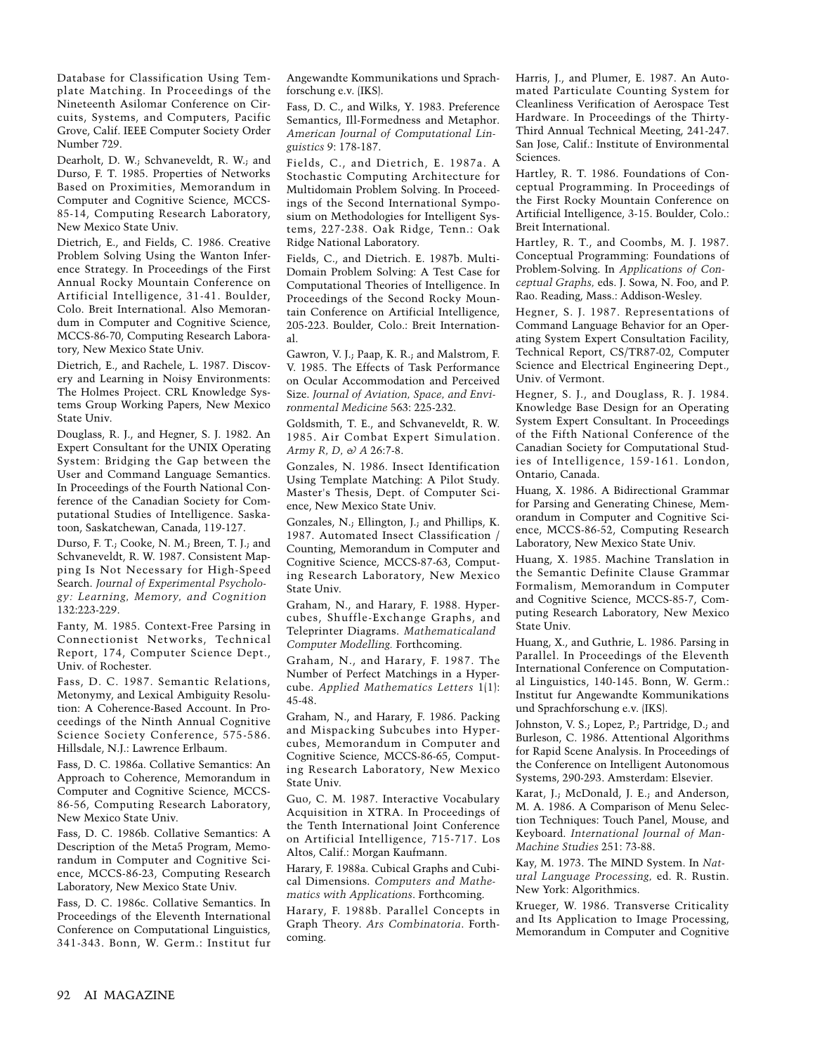Database for Classification Using Template Matching. In Proceedings of the Nineteenth Asilomar Conference on Circuits, Systems, and Computers, Pacific Grove, Calif. IEEE Computer Society Order Number 729.

Dearholt, D. W.; Schvaneveldt, R. W.; and Durso, F. T. 1985. Properties of Networks Based on Proximities, Memorandum in Computer and Cognitive Science, MCCS-85-14, Computing Research Laboratory, New Mexico State Univ.

Dietrich, E., and Fields, C. 1986. Creative Problem Solving Using the Wanton Inference Strategy. In Proceedings of the First Annual Rocky Mountain Conference on Artificial Intelligence, 31-41. Boulder, Colo. Breit International. Also Memorandum in Computer and Cognitive Science, MCCS-86-70, Computing Research Laboratory, New Mexico State Univ.

Dietrich, E., and Rachele, L. 1987. Discovery and Learning in Noisy Environments: The Holmes Project. CRL Knowledge Systems Group Working Papers, New Mexico State Univ.

Douglass, R. J., and Hegner, S. J. 1982. An Expert Consultant for the UNIX Operating System: Bridging the Gap between the User and Command Language Semantics. In Proceedings of the Fourth National Conference of the Canadian Society for Computational Studies of Intelligence. Saskatoon, Saskatchewan, Canada, 119-127.

Durso, F. T.; Cooke, N. M.; Breen, T. J.; and Schvaneveldt, R. W. 1987. Consistent Mapping Is Not Necessary for High-Speed Search. *Journal of Experimental Psychology: Learning, Memory, and Cognition* 132:223-229.

Fanty, M. 1985. Context-Free Parsing in Connectionist Networks, Technical Report, 174, Computer Science Dept., Univ. of Rochester.

Fass, D. C. 1987. Semantic Relations, Metonymy, and Lexical Ambiguity Resolution: A Coherence-Based Account. In Proceedings of the Ninth Annual Cognitive Science Society Conference, 575-586. Hillsdale, N.J.: Lawrence Erlbaum.

Fass, D. C. 1986a. Collative Semantics: An Approach to Coherence, Memorandum in Computer and Cognitive Science, MCCS-86-56, Computing Research Laboratory, New Mexico State Univ.

Fass, D. C. 1986b. Collative Semantics: A Description of the Meta5 Program, Memorandum in Computer and Cognitive Science, MCCS-86-23, Computing Research Laboratory, New Mexico State Univ.

Fass, D. C. 1986c. Collative Semantics. In Proceedings of the Eleventh International Conference on Computational Linguistics, 341-343. Bonn, W. Germ.: Institut fur Angewandte Kommunikations und Sprachforschung e.v. (IKS).

Fass, D. C., and Wilks, Y. 1983. Preference Semantics, Ill-Formedness and Metaphor. *American Journal of Computational Linguistics* 9: 178-187.

Fields, C., and Dietrich, E. 1987a. A Stochastic Computing Architecture for Multidomain Problem Solving. In Proceedings of the Second International Symposium on Methodologies for Intelligent Systems, 227-238. Oak Ridge, Tenn.: Oak Ridge National Laboratory.

Fields, C., and Dietrich. E. 1987b. Multi-Domain Problem Solving: A Test Case for Computational Theories of Intelligence. In Proceedings of the Second Rocky Mountain Conference on Artificial Intelligence, 205-223. Boulder, Colo.: Breit International.

Gawron, V. J.; Paap, K. R.; and Malstrom, F. V. 1985. The Effects of Task Performance on Ocular Accommodation and Perceived Size. *Journal of Aviation, Space, and Environmental Medicine* 563: 225-232.

Goldsmith, T. E., and Schvaneveldt, R. W. 1985. Air Combat Expert Simulation. *Army R, D, & A* 26:7-8.

Gonzales, N. 1986. Insect Identification Using Template Matching: A Pilot Study. Master's Thesis, Dept. of Computer Science, New Mexico State Univ.

Gonzales, N.; Ellington, J.; and Phillips, K. 1987. Automated Insect Classification / Counting, Memorandum in Computer and Cognitive Science, MCCS-87-63, Computing Research Laboratory, New Mexico State Univ.

Graham, N., and Harary, F. 1988. Hypercubes, Shuffle-Exchange Graphs, and Teleprinter Diagrams. *Mathematicaland Computer Modelling.* Forthcoming.

Graham, N., and Harary, F. 1987. The Number of Perfect Matchings in a Hypercube. *Applied Mathematics Letters* 1(1): 45-48.

Graham, N., and Harary, F. 1986. Packing and Mispacking Subcubes into Hypercubes, Memorandum in Computer and Cognitive Science, MCCS-86-65, Computing Research Laboratory, New Mexico State Univ.

Guo, C. M. 1987. Interactive Vocabulary Acquisition in XTRA. In Proceedings of the Tenth International Joint Conference on Artificial Intelligence, 715-717. Los Altos, Calif.: Morgan Kaufmann.

Harary, F. 1988a. Cubical Graphs and Cubical Dimensions. *Computers and Mathematics with Applications*. Forthcoming.

Harary, F. 1988b. Parallel Concepts in Graph Theory. *Ars Combinatoria*. Forthcoming.

Harris, J., and Plumer, E. 1987. An Automated Particulate Counting System for Cleanliness Verification of Aerospace Test Hardware. In Proceedings of the Thirty-Third Annual Technical Meeting, 241-247. San Jose, Calif.: Institute of Environmental Sciences.

Hartley, R. T. 1986. Foundations of Conceptual Programming. In Proceedings of the First Rocky Mountain Conference on Artificial Intelligence, 3-15. Boulder, Colo.: Breit International.

Hartley, R. T., and Coombs, M. J. 1987. Conceptual Programming: Foundations of Problem-Solving. In *Applications of Conceptual Graphs,* eds. J. Sowa, N. Foo, and P. Rao. Reading, Mass.: Addison-Wesley.

Hegner, S. J. 1987. Representations of Command Language Behavior for an Operating System Expert Consultation Facility, Technical Report, CS/TR87-02, Computer Science and Electrical Engineering Dept., Univ. of Vermont.

Hegner, S. J., and Douglass, R. J. 1984. Knowledge Base Design for an Operating System Expert Consultant. In Proceedings of the Fifth National Conference of the Canadian Society for Computational Studies of Intelligence, 159-161. London, Ontario, Canada.

Huang, X. 1986. A Bidirectional Grammar for Parsing and Generating Chinese, Memorandum in Computer and Cognitive Science, MCCS-86-52, Computing Research Laboratory, New Mexico State Univ.

Huang, X. 1985. Machine Translation in the Semantic Definite Clause Grammar Formalism, Memorandum in Computer and Cognitive Science, MCCS-85-7, Computing Research Laboratory, New Mexico State Univ.

Huang, X., and Guthrie, L. 1986. Parsing in Parallel. In Proceedings of the Eleventh International Conference on Computational Linguistics, 140-145. Bonn, W. Germ.: Institut fur Angewandte Kommunikations und Sprachforschung e.v. (IKS).

Johnston, V. S.; Lopez, P.; Partridge, D.; and Burleson, C. 1986. Attentional Algorithms for Rapid Scene Analysis. In Proceedings of the Conference on Intelligent Autonomous Systems, 290-293. Amsterdam: Elsevier.

Karat, J.; McDonald, J. E.; and Anderson, M. A. 1986. A Comparison of Menu Selection Techniques: Touch Panel, Mouse, and Keyboard. *International Journal of Man-Machine Studies* 251: 73-88.

Kay, M. 1973. The MIND System. In *Natural Language Processing,* ed. R. Rustin. New York: Algorithmics.

Krueger, W. 1986. Transverse Criticality and Its Application to Image Processing, Memorandum in Computer and Cognitive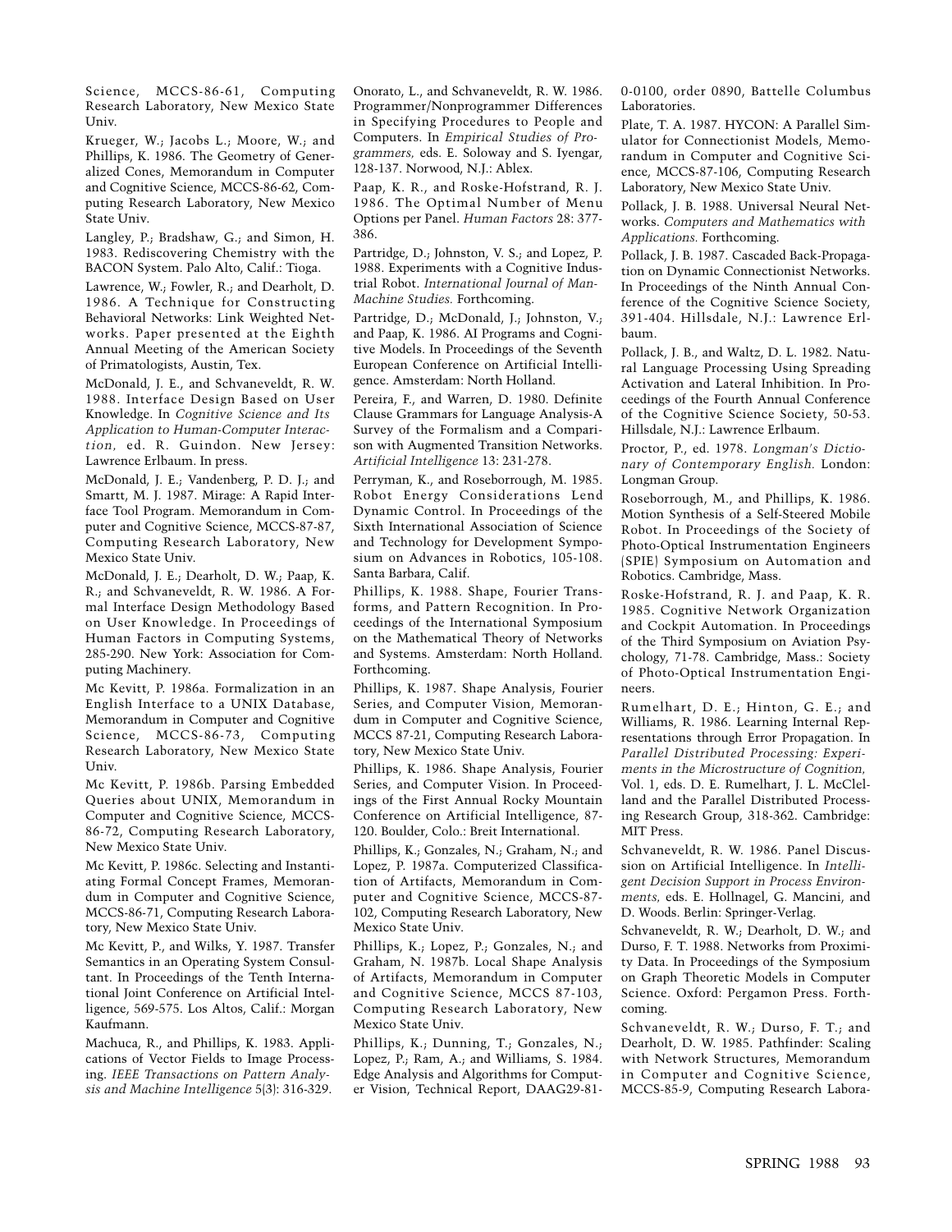Science, MCCS-86-61, Computing Research Laboratory, New Mexico State Univ.

Krueger, W.; Jacobs L.; Moore, W.; and Phillips, K. 1986. The Geometry of Generalized Cones, Memorandum in Computer and Cognitive Science, MCCS-86-62, Computing Research Laboratory, New Mexico State Univ.

Langley, P.; Bradshaw, G.; and Simon, H. 1983. Rediscovering Chemistry with the BACON System. Palo Alto, Calif.: Tioga.

Lawrence, W.; Fowler, R.; and Dearholt, D. 1986. A Technique for Constructing Behavioral Networks: Link Weighted Networks. Paper presented at the Eighth Annual Meeting of the American Society of Primatologists, Austin, Tex.

McDonald, J. E., and Schvaneveldt, R. W. 1988. Interface Design Based on User Knowledge. In *Cognitive Science and Its Application to Human-Computer Interaction,* ed. R. Guindon. New Jersey: Lawrence Erlbaum. In press.

McDonald, J. E.; Vandenberg, P. D. J.; and Smartt, M. J. 1987. Mirage: A Rapid Interface Tool Program. Memorandum in Computer and Cognitive Science, MCCS-87-87, Computing Research Laboratory, New Mexico State Univ.

McDonald, J. E.; Dearholt, D. W.; Paap, K. R.; and Schvaneveldt, R. W. 1986. A Formal Interface Design Methodology Based on User Knowledge. In Proceedings of Human Factors in Computing Systems, 285-290. New York: Association for Computing Machinery.

Mc Kevitt, P. 1986a. Formalization in an English Interface to a UNIX Database, Memorandum in Computer and Cognitive Science, MCCS-86-73, Computing Research Laboratory, New Mexico State Univ.

Mc Kevitt, P. 1986b. Parsing Embedded Queries about UNIX, Memorandum in Computer and Cognitive Science, MCCS-86-72, Computing Research Laboratory, New Mexico State Univ.

Mc Kevitt, P. 1986c. Selecting and Instantiating Formal Concept Frames, Memorandum in Computer and Cognitive Science, MCCS-86-71, Computing Research Laboratory, New Mexico State Univ.

Mc Kevitt, P., and Wilks, Y. 1987. Transfer Semantics in an Operating System Consultant. In Proceedings of the Tenth International Joint Conference on Artificial Intelligence, 569-575. Los Altos, Calif.: Morgan Kaufmann.

Machuca, R., and Phillips, K. 1983. Applications of Vector Fields to Image Processing. *IEEE Transactions on Pattern Analysis and Machine Intelligence* 5(3): 316-329.

Onorato, L., and Schvaneveldt, R. W. 1986. Programmer/Nonprogrammer Differences in Specifying Procedures to People and Computers. In *Empirical Studies of Programmers,* eds. E. Soloway and S. Iyengar, 128-137. Norwood, N.J.: Ablex.

Paap, K. R., and Roske-Hofstrand, R. J. 1986. The Optimal Number of Menu Options per Panel. *Human Factors* 28: 377-386.

Partridge, D.; Johnston, V. S.; and Lopez, P. 1988. Experiments with a Cognitive Industrial Robot. *International Journal of Man-Machine Studies.* Forthcoming.

Partridge, D.; McDonald, J.; Johnston, V.; and Paap, K. 1986. AI Programs and Cognitive Models. In Proceedings of the Seventh European Conference on Artificial Intelligence. Amsterdam: North Holland.

Pereira, F., and Warren, D. 1980. Definite Clause Grammars for Language Analysis-A Survey of the Formalism and a Comparison with Augmented Transition Networks. *Artificial Intelligence* 13: 231-278.

Perryman, K., and Roseborrough, M. 1985. Robot Energy Considerations Lend Dynamic Control. In Proceedings of the Sixth International Association of Science and Technology for Development Symposium on Advances in Robotics, 105-108. Santa Barbara, Calif.

Phillips, K. 1988. Shape, Fourier Transforms, and Pattern Recognition. In Proceedings of the International Symposium on the Mathematical Theory of Networks and Systems. Amsterdam: North Holland. Forthcoming.

Phillips, K. 1987. Shape Analysis, Fourier Series, and Computer Vision, Memorandum in Computer and Cognitive Science, MCCS 87-21, Computing Research Laboratory, New Mexico State Univ.

Phillips, K. 1986. Shape Analysis, Fourier Series, and Computer Vision. In Proceedings of the First Annual Rocky Mountain Conference on Artificial Intelligence, 87-120. Boulder, Colo.: Breit International.

Phillips, K.; Gonzales, N.; Graham, N.; and Lopez, P. 1987a. Computerized Classification of Artifacts, Memorandum in Computer and Cognitive Science, MCCS-87-102, Computing Research Laboratory, New Mexico State Univ.

Phillips, K.; Lopez, P.; Gonzales, N.; and Graham, N. 1987b. Local Shape Analysis of Artifacts, Memorandum in Computer and Cognitive Science, MCCS 87-103, Computing Research Laboratory, New Mexico State Univ.

Phillips, K.; Dunning, T.; Gonzales, N.; Lopez, P.; Ram, A.; and Williams, S. 1984. Edge Analysis and Algorithms for Computer Vision, Technical Report, DAAG29-81-0-0100, order 0890, Battelle Columbus Laboratories.

Plate, T. A. 1987. HYCON: A Parallel Simulator for Connectionist Models, Memorandum in Computer and Cognitive Science, MCCS-87-106, Computing Research Laboratory, New Mexico State Univ.

Pollack, J. B. 1988. Universal Neural Networks. *Computers and Mathematics with Applications.* Forthcoming.

Pollack, J. B. 1987. Cascaded Back-Propagation on Dynamic Connectionist Networks. In Proceedings of the Ninth Annual Conference of the Cognitive Science Society, 391-404. Hillsdale, N.J.: Lawrence Erlbaum.

Pollack, J. B., and Waltz, D. L. 1982. Natural Language Processing Using Spreading Activation and Lateral Inhibition. In Proceedings of the Fourth Annual Conference of the Cognitive Science Society, 50-53. Hillsdale, N.J.: Lawrence Erlbaum.

Proctor, P., ed. 1978. *Longman's Dictionary of Contemporary English.* London: Longman Group.

Roseborrough, M., and Phillips, K. 1986. Motion Synthesis of a Self-Steered Mobile Robot. In Proceedings of the Society of Photo-Optical Instrumentation Engineers (SPIE) Symposium on Automation and Robotics. Cambridge, Mass.

Roske-Hofstrand, R. J. and Paap, K. R. 1985. Cognitive Network Organization and Cockpit Automation. In Proceedings of the Third Symposium on Aviation Psychology, 71-78. Cambridge, Mass.: Society of Photo-Optical Instrumentation Engineers.

Rumelhart, D. E.; Hinton, G. E.; and Williams, R. 1986. Learning Internal Representations through Error Propagation. In *Parallel Distributed Processing: Experiments in the Microstructure of Cognition,* Vol. 1, eds. D. E. Rumelhart, J. L. McClelland and the Parallel Distributed Processing Research Group, 318-362. Cambridge: MIT Press.

Schvaneveldt, R. W. 1986. Panel Discussion on Artificial Intelligence. In *Intelligent Decision Support in Process Environments,* eds. E. Hollnagel, G. Mancini, and D. Woods. Berlin: Springer-Verlag.

Schvaneveldt, R. W.; Dearholt, D. W.; and Durso, F. T. 1988. Networks from Proximity Data. In Proceedings of the Symposium on Graph Theoretic Models in Computer Science. Oxford: Pergamon Press. Forthcoming.

Schvaneveldt, R. W.; Durso, F. T.; and Dearholt, D. W. 1985. Pathfinder: Scaling with Network Structures, Memorandum in Computer and Cognitive Science, MCCS-85-9, Computing Research Labora-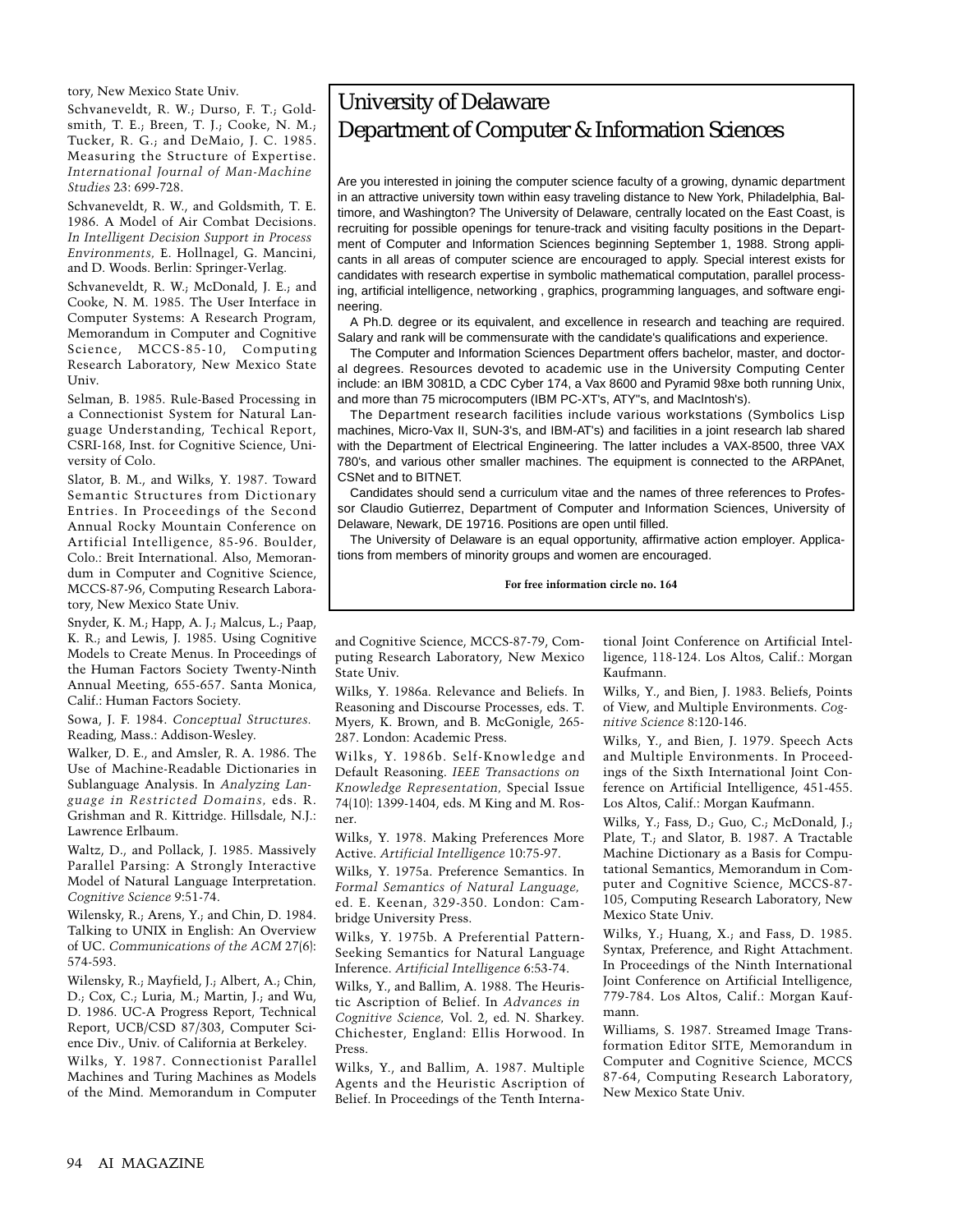tory, New Mexico State Univ.

Schvaneveldt, R. W.; Durso, F. T.; Goldsmith, T. E.; Breen, T. J.; Cooke, N. M.; Tucker, R. G.; and DeMaio, J. C. 1985. Measuring the Structure of Expertise. *International Journal of Man-Machine Studies* 23: 699-728.

Schvaneveldt, R. W., and Goldsmith, T. E. 1986. A Model of Air Combat Decisions. *In Intelligent Decision Support in Process Environments,* E. Hollnagel, G. Mancini, and D. Woods. Berlin: Springer-Verlag.

Schvaneveldt, R. W.; McDonald, J. E.; and Cooke, N. M. 1985. The User Interface in Computer Systems: A Research Program, Memorandum in Computer and Cognitive Science, MCCS-85-10, Computing Research Laboratory, New Mexico State Univ.

Selman, B. 1985. Rule-Based Processing in a Connectionist System for Natural Language Understanding, Techical Report, CSRI-168, Inst. for Cognitive Science, University of Colo.

Slator, B. M., and Wilks, Y. 1987. Toward Semantic Structures from Dictionary Entries. In Proceedings of the Second Annual Rocky Mountain Conference on Artificial Intelligence, 85-96. Boulder, Colo.: Breit International. Also, Memorandum in Computer and Cognitive Science, MCCS-87-96, Computing Research Laboratory, New Mexico State Univ.

Snyder, K. M.; Happ, A. J.; Malcus, L.; Paap, K. R.; and Lewis, J. 1985. Using Cognitive Models to Create Menus. In Proceedings of the Human Factors Society Twenty-Ninth Annual Meeting, 655-657. Santa Monica, Calif.: Human Factors Society.

Sowa, J. F. 1984. *Conceptual Structures.* Reading, Mass.: Addison-Wesley.

Walker, D. E., and Amsler, R. A. 1986. The Use of Machine-Readable Dictionaries in Sublanguage Analysis. In *Analyzing Language in Restricted Domains*, eds. R. Grishman and R. Kittridge. Hillsdale, N.J.: Lawrence Erlbaum.

Waltz, D., and Pollack, J. 1985. Massively Parallel Parsing: A Strongly Interactive Model of Natural Language Interpretation. *Cognitive Science* 9:51-74.

Wilensky, R.; Arens, Y.; and Chin, D. 1984. Talking to UNIX in English: An Overview of UC. *Communications of the ACM* 27(6): 574-593.

Wilensky, R.; Mayfield, J.; Albert, A.; Chin, D.; Cox, C.; Luria, M.; Martin, J.; and Wu, D. 1986. UC-A Progress Report, Technical Report, UCB/CSD 87/303, Computer Science Div., Univ. of California at Berkeley.

Wilks, Y. 1987. Connectionist Parallel Machines and Turing Machines as Models of the Mind. Memorandum in Computer and Cognitive Science, MCCS-87-79, Computing Research Laboratory, New Mexico State Univ.

Wilks, Y. 1986a. Relevance and Beliefs. In Reasoning and Discourse Processes, eds. T. Myers, K. Brown, and B. McGonigle, 265-287. London: Academic Press.

Wilks, Y. 1986b. Self-Knowledge and Default Reasoning. *IEEE Transactions on Knowledge Representation,* Special Issue 74(10): 1399-1404, eds. M King and M. Rosner.

Wilks, Y. 1978. Making Preferences More Active. *Artificial Intelligence* 10:75-97.

Wilks, Y. 1975a. Preference Semantics. In *Formal Semantics of Natural Language,* ed. E. Keenan, 329-350. London: Cambridge University Press.

Wilks, Y. 1975b. A Preferential Pattern-Seeking Semantics for Natural Language Inference. *Artificial Intelligence* 6:53-74.

Wilks, Y., and Ballim, A. 1988. The Heuristic Ascription of Belief. In *Advances in Cognitive Science,* Vol. 2, ed. N. Sharkey. Chichester, England: Ellis Horwood. In Press.

Wilks, Y., and Ballim, A. 1987. Multiple Agents and the Heuristic Ascription of Belief. In Proceedings of the Tenth International Joint Conference on Artificial Intelligence, 118-124. Los Altos, Calif.: Morgan Kaufmann.

Wilks, Y., and Bien, J. 1983. Beliefs, Points of View, and Multiple Environments. *Cognitive Science* 8:120-146.

Wilks, Y., and Bien, J. 1979. Speech Acts and Multiple Environments. In Proceedings of the Sixth International Joint Conference on Artificial Intelligence, 451-455. Los Altos, Calif.: Morgan Kaufmann.

Wilks, Y.; Fass, D.; Guo, C.; McDonald, J.; Plate, T.; and Slator, B. 1987. A Tractable Machine Dictionary as a Basis for Computational Semantics, Memorandum in Computer and Cognitive Science, MCCS-87-105, Computing Research Laboratory, New Mexico State Univ.

Wilks, Y.; Huang, X.; and Fass, D. 1985. Syntax, Preference, and Right Attachment. In Proceedings of the Ninth International Joint Conference on Artificial Intelligence, 779-784. Los Altos, Calif.: Morgan Kaufmann.

Williams, S. 1987. Streamed Image Transformation Editor SITE, Memorandum in Computer and Cognitive Science, MCCS 87-64, Computing Research Laboratory, New Mexico State Univ.

## University of Delaware
## Department of Computer & Information Sciences

Are you interested in joining the computer science faculty of a growing, dynamic department in an attractive university town within easy traveling distance to New York, Philadelphia, Baltimore, and Washington? The University of Delaware, centrally located on the East Coast, is recruiting for possible openings for tenure-track and visiting faculty positions in the Department of Computer and Information Sciences beginning September 1, 1988. Strong applicants in all areas of computer science are encouraged to apply. Special interest exists for candidates with research expertise in symbolic mathematical computation, parallel processing, artificial intelligence, networking , graphics, programming languages, and software engineering.

A Ph.D. degree or its equivalent, and excellence in research and teaching are required. Salary and rank will be commensurate with the candidate's qualifications and experience.

The Computer and Information Sciences Department offers bachelor, master, and doctoral degrees. Resources devoted to academic use in the University Computing Center include: an IBM 3081D, a CDC Cyber 174, a Vax 8600 and Pyramid 98xe both running Unix, and more than 75 microcomputers (IBM PC-XT's, ATY"s, and MacIntosh's).

The Department research facilities include various workstations (Symbolics Lisp machines, Micro-Vax II, SUN-3's, and IBM-AT's) and facilities in a joint research lab shared with the Department of Electrical Engineering. The latter includes a VAX-8500, three VAX 780's, and various other smaller machines. The equipment is connected to the ARPAnet, CSNet and to BITNET.

Candidates should send a curriculum vitae and the names of three references to Professor Claudio Gutierrez, Department of Computer and Information Sciences, University of Delaware, Newark, DE 19716. Positions are open until filled.

The University of Delaware is an equal opportunity, affirmative action employer. Applications from members of minority groups and women are encouraged.

**For free information circle no. 164**